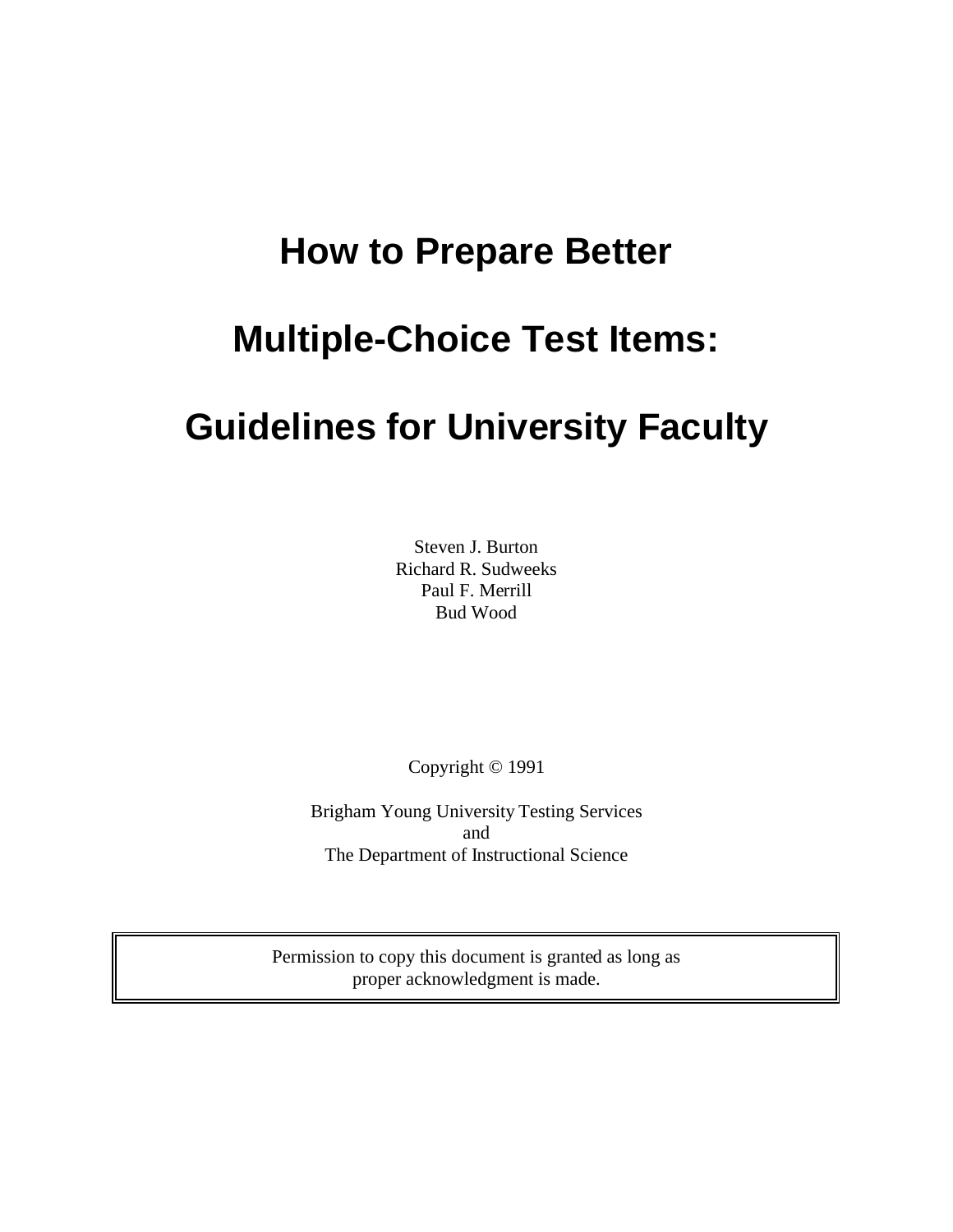# How to Prepare Better Multiple-Choice Test Items: Guidelines for University Faculty

Steven J. Burton
Richard R. Sudweeks
Paul F. Merrill
Bud Wood

Copyright © 1991

Brigham Young University Testing Services
and
The Department of Instructional Science

Permission to copy this document is granted as long as proper acknowledgment is made.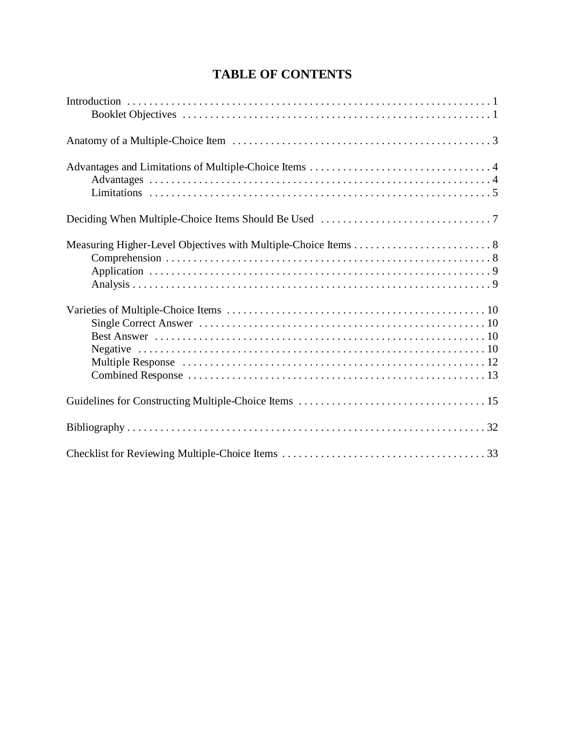# TABLE OF CONTENTS

Introduction . . . . . . . . . . . . . . . . . . . . . . . . . . . . . . . . . . . . . . . . . . . . . . . . . . . . . . . . . . . . . 1
- Booklet Objectives . . . . . . . . . . . . . . . . . . . . . . . . . . . . . . . . . . . . . . . . . . . . . . . . . . . . . . 1

Anatomy of a Multiple-Choice Item . . . . . . . . . . . . . . . . . . . . . . . . . . . . . . . . . . . . . . . . . . . . 3

Advantages and Limitations of Multiple-Choice Items . . . . . . . . . . . . . . . . . . . . . . . . . . . . . . . . 4
- Advantages . . . . . . . . . . . . . . . . . . . . . . . . . . . . . . . . . . . . . . . . . . . . . . . . . . . . . . . . . . . 4
- Limitations . . . . . . . . . . . . . . . . . . . . . . . . . . . . . . . . . . . . . . . . . . . . . . . . . . . . . . . . . . . 5

Deciding When Multiple-Choice Items Should Be Used . . . . . . . . . . . . . . . . . . . . . . . . . . . . . . 7

Measuring Higher-Level Objectives with Multiple-Choice Items . . . . . . . . . . . . . . . . . . . . . . . . . 8
- Comprehension . . . . . . . . . . . . . . . . . . . . . . . . . . . . . . . . . . . . . . . . . . . . . . . . . . . . . . . . . 8
- Application . . . . . . . . . . . . . . . . . . . . . . . . . . . . . . . . . . . . . . . . . . . . . . . . . . . . . . . . . . . . 9
- Analysis . . . . . . . . . . . . . . . . . . . . . . . . . . . . . . . . . . . . . . . . . . . . . . . . . . . . . . . . . . . . . . 9

Varieties of Multiple-Choice Items . . . . . . . . . . . . . . . . . . . . . . . . . . . . . . . . . . . . . . . . . . . . . 10
- Single Correct Answer . . . . . . . . . . . . . . . . . . . . . . . . . . . . . . . . . . . . . . . . . . . . . . . . . . . . 10
- Best Answer . . . . . . . . . . . . . . . . . . . . . . . . . . . . . . . . . . . . . . . . . . . . . . . . . . . . . . . . . . . 10
- Negative . . . . . . . . . . . . . . . . . . . . . . . . . . . . . . . . . . . . . . . . . . . . . . . . . . . . . . . . . . . . . . 10
- Multiple Response . . . . . . . . . . . . . . . . . . . . . . . . . . . . . . . . . . . . . . . . . . . . . . . . . . . . . . . 12
- Combined Response . . . . . . . . . . . . . . . . . . . . . . . . . . . . . . . . . . . . . . . . . . . . . . . . . . . . . 13

Guidelines for Constructing Multiple-Choice Items . . . . . . . . . . . . . . . . . . . . . . . . . . . . . . . . . . 15

Bibliography . . . . . . . . . . . . . . . . . . . . . . . . . . . . . . . . . . . . . . . . . . . . . . . . . . . . . . . . . . . . . 32

Checklist for Reviewing Multiple-Choice Items . . . . . . . . . . . . . . . . . . . . . . . . . . . . . . . . . . . . 33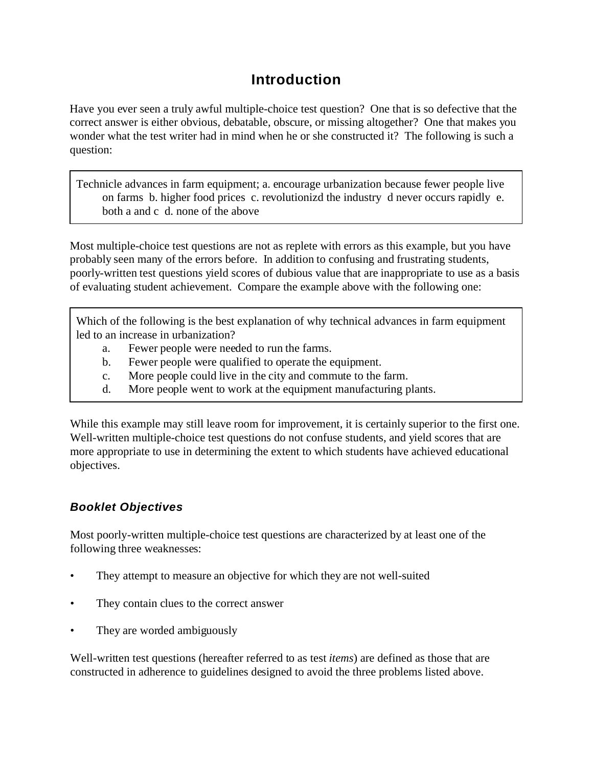# Introduction

Have you ever seen a truly awful multiple-choice test question? One that is so defective that the correct answer is either obvious, debatable, obscure, or missing altogether? One that makes you wonder what the test writer had in mind when he or she constructed it? The following is such a question:

> Technicle advances in farm equipment; a. encourage urbanization because fewer people live on farms b. higher food prices c. revolutionizd the industry d never occurs rapidly e. both a and c d. none of the above

Most multiple-choice test questions are not as replete with errors as this example, but you have probably seen many of the errors before. In addition to confusing and frustrating students, poorly-written test questions yield scores of dubious value that are inappropriate to use as a basis of evaluating student achievement. Compare the example above with the following one:

> Which of the following is the best explanation of why technical advances in farm equipment led to an increase in urbanization?
>
> a. Fewer people were needed to run the farms.
> b. Fewer people were qualified to operate the equipment.
> c. More people could live in the city and commute to the farm.
> d. More people went to work at the equipment manufacturing plants.

While this example may still leave room for improvement, it is certainly superior to the first one. Well-written multiple-choice test questions do not confuse students, and yield scores that are more appropriate to use in determining the extent to which students have achieved educational objectives.

### *Booklet Objectives*

Most poorly-written multiple-choice test questions are characterized by at least one of the following three weaknesses:

- They attempt to measure an objective for which they are not well-suited
- They contain clues to the correct answer
- They are worded ambiguously

Well-written test questions (hereafter referred to as test *items*) are defined as those that are constructed in adherence to guidelines designed to avoid the three problems listed above.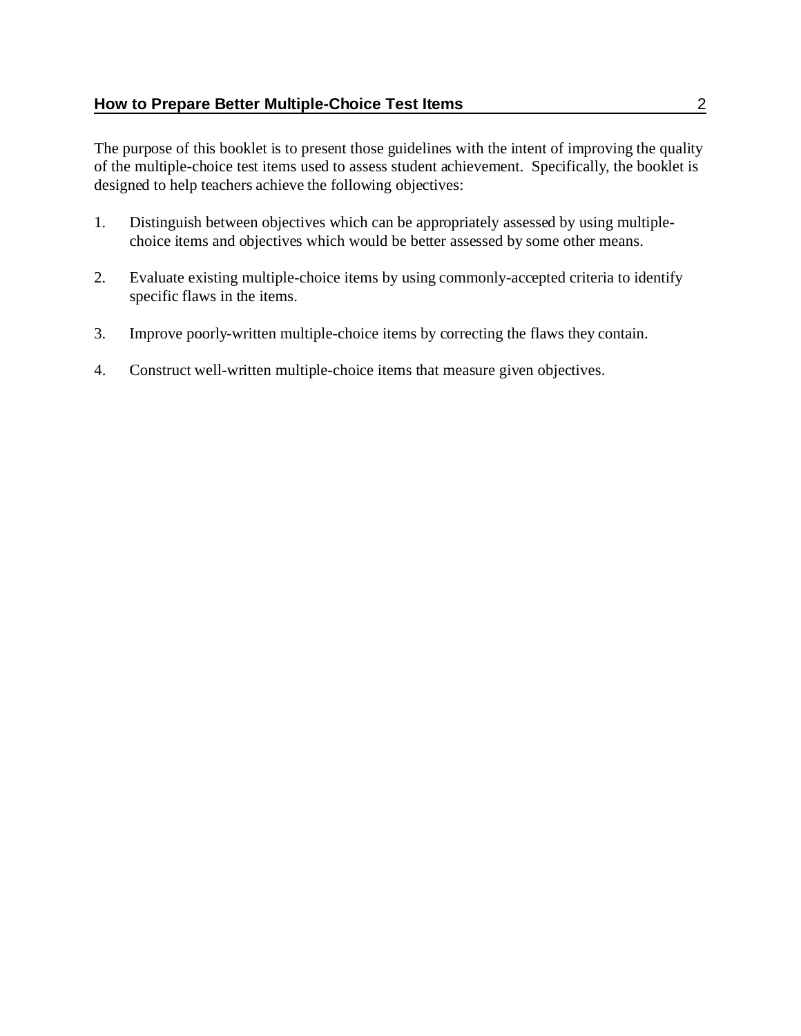The purpose of this booklet is to present those guidelines with the intent of improving the quality of the multiple-choice test items used to assess student achievement. Specifically, the booklet is designed to help teachers achieve the following objectives:

1. Distinguish between objectives which can be appropriately assessed by using multiple-choice items and objectives which would be better assessed by some other means.

2. Evaluate existing multiple-choice items by using commonly-accepted criteria to identify specific flaws in the items.

3. Improve poorly-written multiple-choice items by correcting the flaws they contain.

4. Construct well-written multiple-choice items that measure given objectives.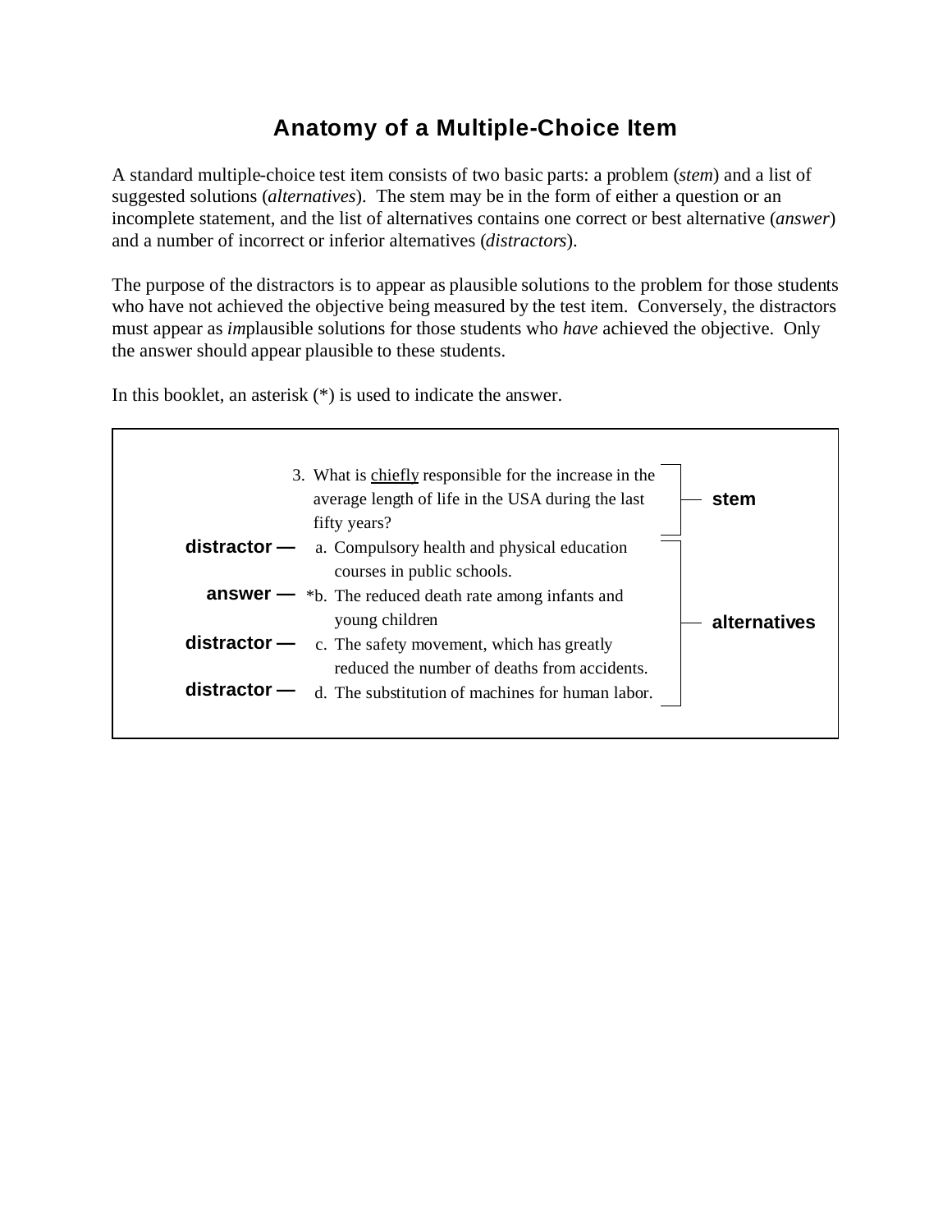# Anatomy of a Multiple-Choice Item

A standard multiple-choice test item consists of two basic parts: a problem (*stem*) and a list of suggested solutions (*alternatives*). The stem may be in the form of either a question or an incomplete statement, and the list of alternatives contains one correct or best alternative (*answer*) and a number of incorrect or inferior alternatives (*distractors*).

The purpose of the distractors is to appear as plausible solutions to the problem for those students who have not achieved the objective being measured by the test item. Conversely, the distractors must appear as *im*plausible solutions for those students who *have* achieved the objective. Only the answer should appear plausible to these students.

In this booklet, an asterisk (*) is used to indicate the answer.

3. What is <u>chiefly</u> responsible for the increase in the average length of life in the USA during the last fifty years? — **stem**

**distractor —** a. Compulsory health and physical education courses in public schools.

**answer —** *b. The reduced death rate among infants and young children

**distractor —** c. The safety movement, which has greatly reduced the number of deaths from accidents.

**distractor —** d. The substitution of machines for human labor.

(a–d: **alternatives**)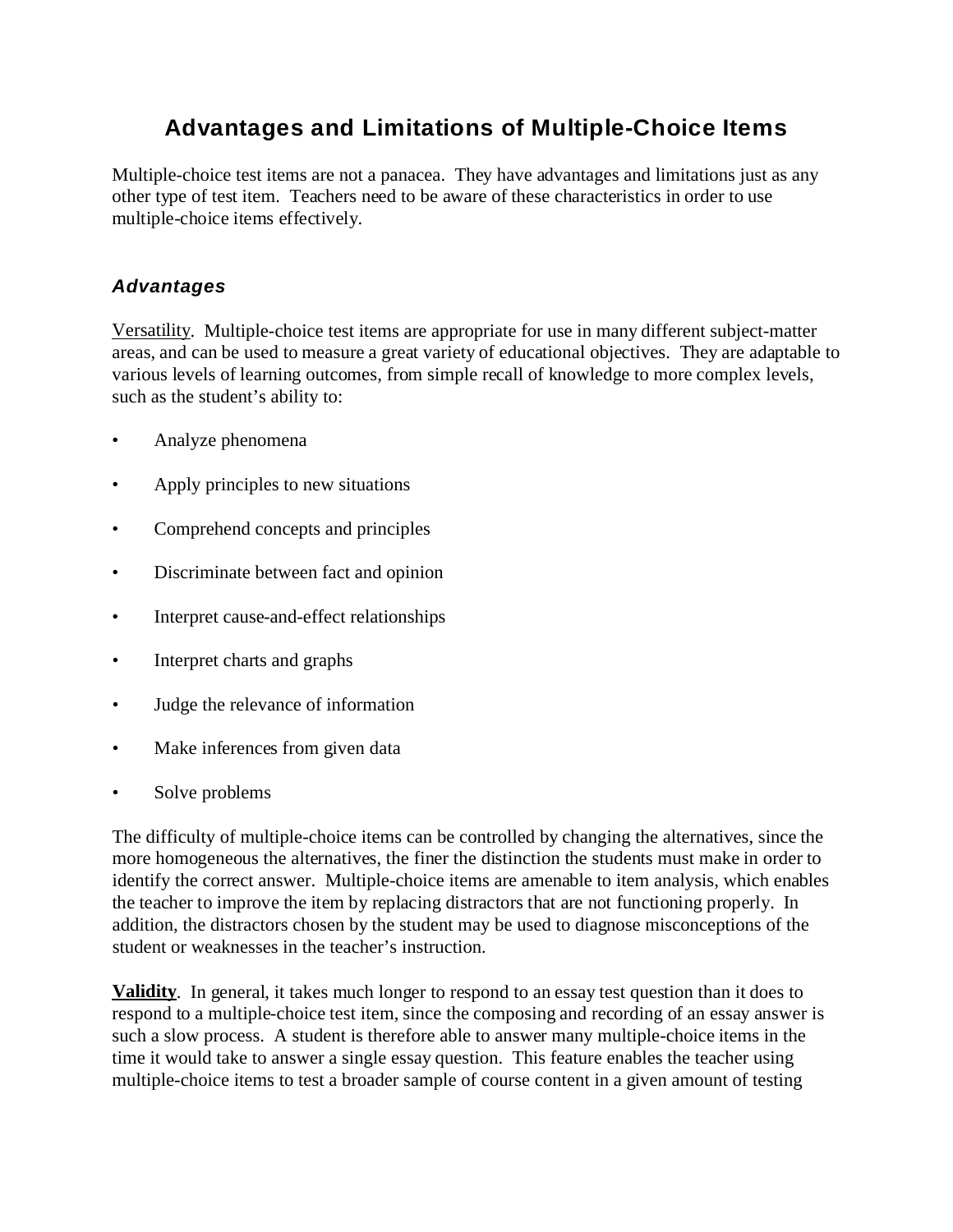# Advantages and Limitations of Multiple-Choice Items

Multiple-choice test items are not a panacea. They have advantages and limitations just as any other type of test item. Teachers need to be aware of these characteristics in order to use multiple-choice items effectively.

### *Advantages*

Versatility. Multiple-choice test items are appropriate for use in many different subject-matter areas, and can be used to measure a great variety of educational objectives. They are adaptable to various levels of learning outcomes, from simple recall of knowledge to more complex levels, such as the student's ability to:

- Analyze phenomena
- Apply principles to new situations
- Comprehend concepts and principles
- Discriminate between fact and opinion
- Interpret cause-and-effect relationships
- Interpret charts and graphs
- Judge the relevance of information
- Make inferences from given data
- Solve problems

The difficulty of multiple-choice items can be controlled by changing the alternatives, since the more homogeneous the alternatives, the finer the distinction the students must make in order to identify the correct answer. Multiple-choice items are amenable to item analysis, which enables the teacher to improve the item by replacing distractors that are not functioning properly. In addition, the distractors chosen by the student may be used to diagnose misconceptions of the student or weaknesses in the teacher's instruction.

**Validity**. In general, it takes much longer to respond to an essay test question than it does to respond to a multiple-choice test item, since the composing and recording of an essay answer is such a slow process. A student is therefore able to answer many multiple-choice items in the time it would take to answer a single essay question. This feature enables the teacher using multiple-choice items to test a broader sample of course content in a given amount of testing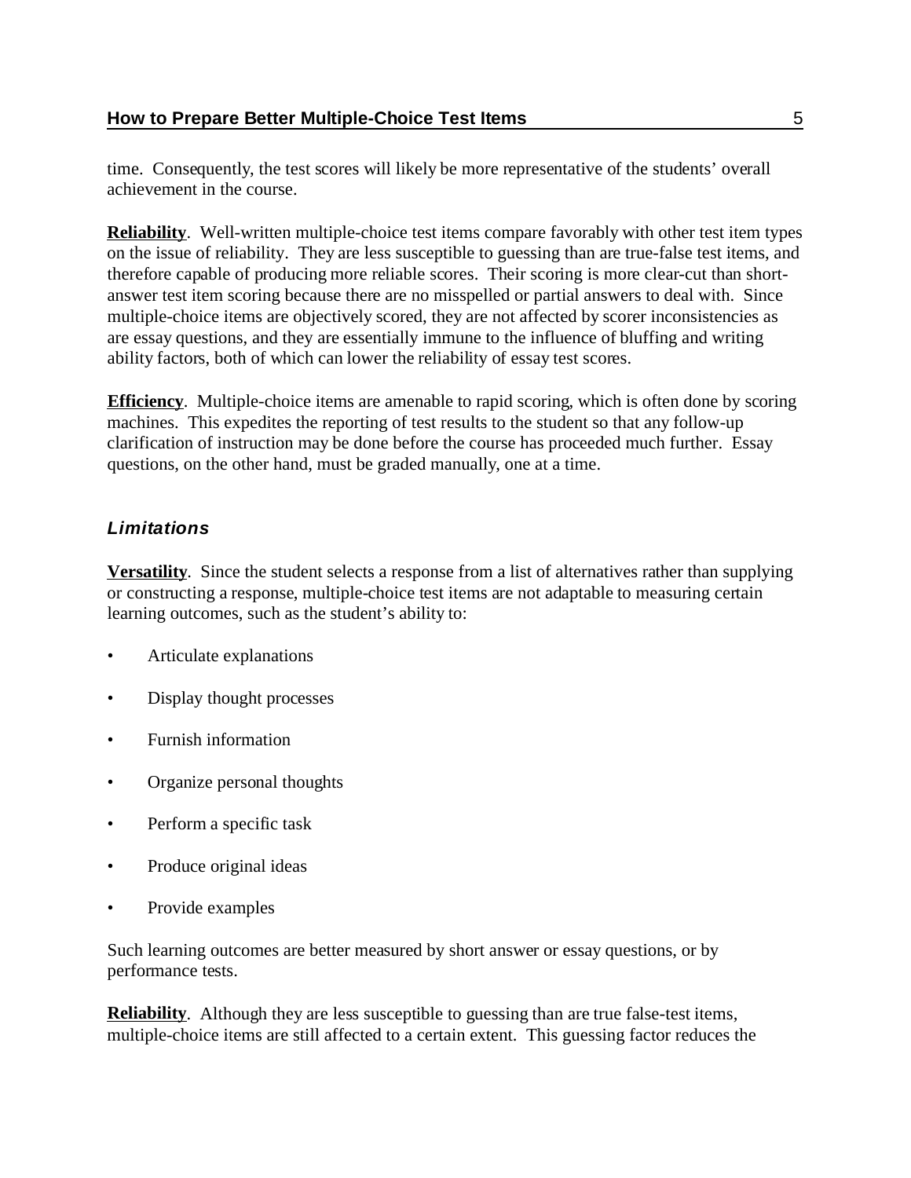time. Consequently, the test scores will likely be more representative of the students' overall achievement in the course.

**Reliability**. Well-written multiple-choice test items compare favorably with other test item types on the issue of reliability. They are less susceptible to guessing than are true-false test items, and therefore capable of producing more reliable scores. Their scoring is more clear-cut than short-answer test item scoring because there are no misspelled or partial answers to deal with. Since multiple-choice items are objectively scored, they are not affected by scorer inconsistencies as are essay questions, and they are essentially immune to the influence of bluffing and writing ability factors, both of which can lower the reliability of essay test scores.

**Efficiency**. Multiple-choice items are amenable to rapid scoring, which is often done by scoring machines. This expedites the reporting of test results to the student so that any follow-up clarification of instruction may be done before the course has proceeded much further. Essay questions, on the other hand, must be graded manually, one at a time.

### *Limitations*

**Versatility**. Since the student selects a response from a list of alternatives rather than supplying or constructing a response, multiple-choice test items are not adaptable to measuring certain learning outcomes, such as the student's ability to:

- Articulate explanations
- Display thought processes
- Furnish information
- Organize personal thoughts
- Perform a specific task
- Produce original ideas
- Provide examples

Such learning outcomes are better measured by short answer or essay questions, or by performance tests.

**Reliability**. Although they are less susceptible to guessing than are true false-test items, multiple-choice items are still affected to a certain extent. This guessing factor reduces the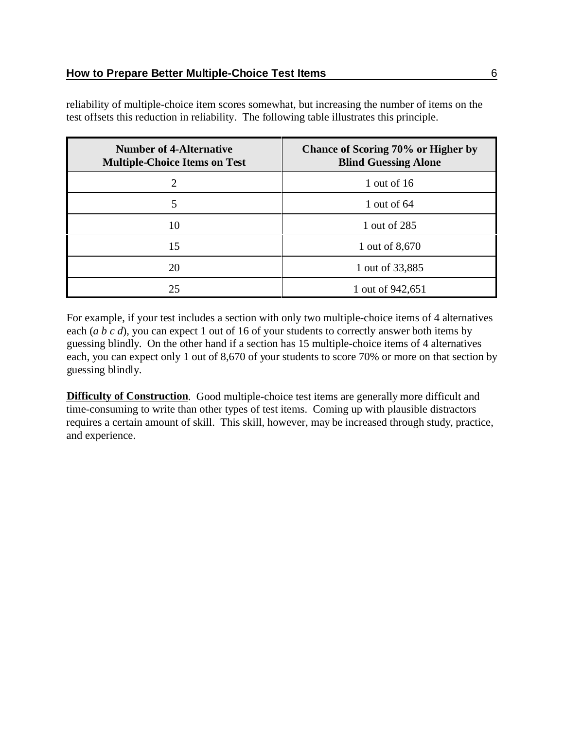reliability of multiple-choice item scores somewhat, but increasing the number of items on the test offsets this reduction in reliability. The following table illustrates this principle.

| Number of 4-Alternative Multiple-Choice Items on Test | Chance of Scoring 70% or Higher by Blind Guessing Alone |
|---|---|
| 2 | 1 out of 16 |
| 5 | 1 out of 64 |
| 10 | 1 out of 285 |
| 15 | 1 out of 8,670 |
| 20 | 1 out of 33,885 |
| 25 | 1 out of 942,651 |

For example, if your test includes a section with only two multiple-choice items of 4 alternatives each (*a b c d*), you can expect 1 out of 16 of your students to correctly answer both items by guessing blindly. On the other hand if a section has 15 multiple-choice items of 4 alternatives each, you can expect only 1 out of 8,670 of your students to score 70% or more on that section by guessing blindly.

**Difficulty of Construction**. Good multiple-choice test items are generally more difficult and time-consuming to write than other types of test items. Coming up with plausible distractors requires a certain amount of skill. This skill, however, may be increased through study, practice, and experience.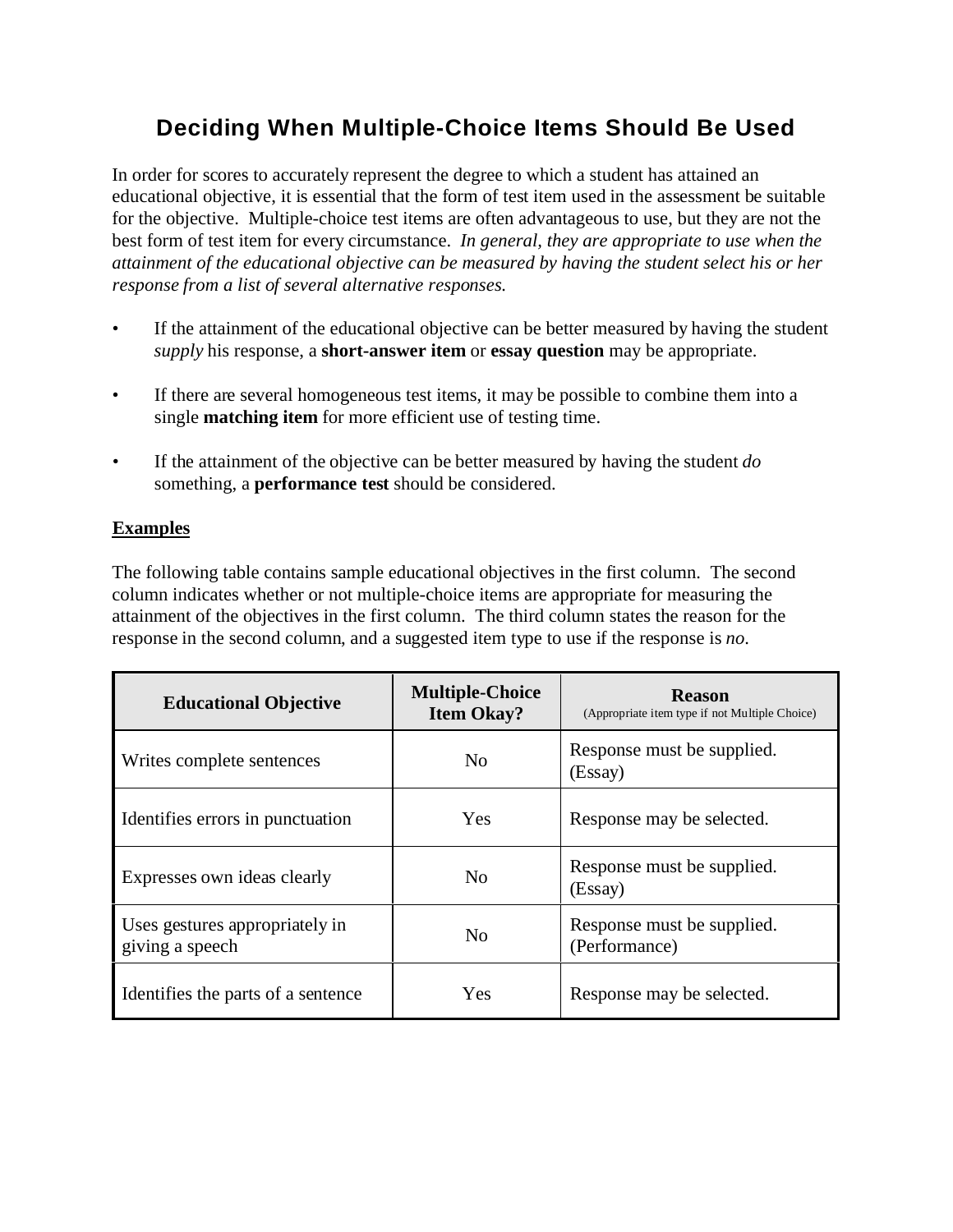# Deciding When Multiple-Choice Items Should Be Used

In order for scores to accurately represent the degree to which a student has attained an educational objective, it is essential that the form of test item used in the assessment be suitable for the objective. Multiple-choice test items are often advantageous to use, but they are not the best form of test item for every circumstance. *In general, they are appropriate to use when the attainment of the educational objective can be measured by having the student select his or her response from a list of several alternative responses.*

- If the attainment of the educational objective can be better measured by having the student *supply* his response, a **short-answer item** or **essay question** may be appropriate.
- If there are several homogeneous test items, it may be possible to combine them into a single **matching item** for more efficient use of testing time.
- If the attainment of the objective can be better measured by having the student *do* something, a **performance test** should be considered.

**Examples**

The following table contains sample educational objectives in the first column. The second column indicates whether or not multiple-choice items are appropriate for measuring the attainment of the objectives in the first column. The third column states the reason for the response in the second column, and a suggested item type to use if the response is *no*.

| Educational Objective | Multiple-Choice Item Okay? | Reason (Appropriate item type if not Multiple Choice) |
|---|---|---|
| Writes complete sentences | No | Response must be supplied. (Essay) |
| Identifies errors in punctuation | Yes | Response may be selected. |
| Expresses own ideas clearly | No | Response must be supplied. (Essay) |
| Uses gestures appropriately in giving a speech | No | Response must be supplied. (Performance) |
| Identifies the parts of a sentence | Yes | Response may be selected. |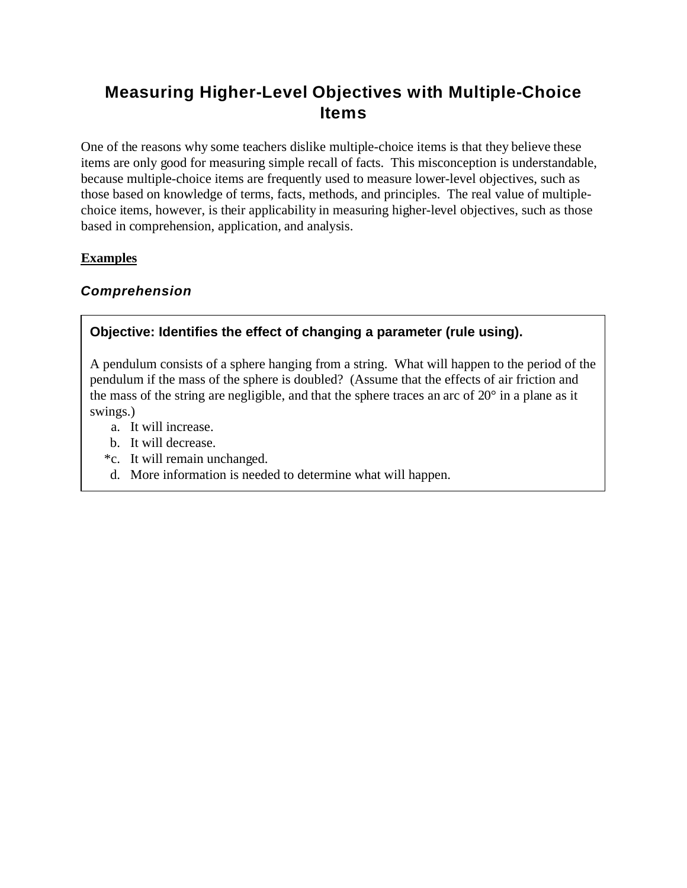# Measuring Higher-Level Objectives with Multiple-Choice Items

One of the reasons why some teachers dislike multiple-choice items is that they believe these items are only good for measuring simple recall of facts. This misconception is understandable, because multiple-choice items are frequently used to measure lower-level objectives, such as those based on knowledge of terms, facts, methods, and principles. The real value of multiple-choice items, however, is their applicability in measuring higher-level objectives, such as those based in comprehension, application, and analysis.

**Examples**

### *Comprehension*

**Objective: Identifies the effect of changing a parameter (rule using).**

A pendulum consists of a sphere hanging from a string. What will happen to the period of the pendulum if the mass of the sphere is doubled? (Assume that the effects of air friction and the mass of the string are negligible, and that the sphere traces an arc of 20° in a plane as it swings.)

a. It will increase.
b. It will decrease.
*c. It will remain unchanged.
d. More information is needed to determine what will happen.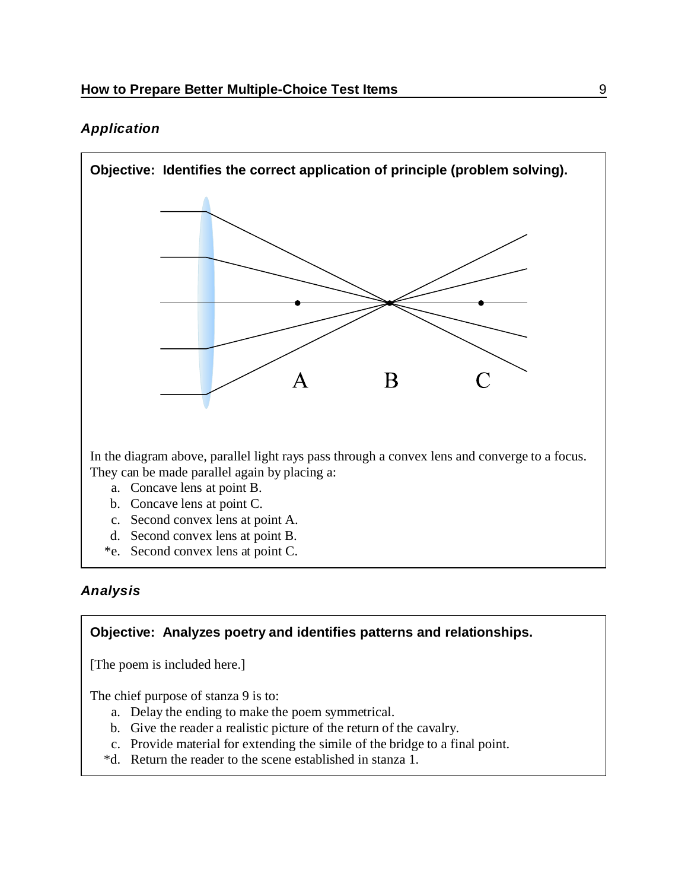### *Application*

**Objective: Identifies the correct application of principle (problem solving).**

A

B

C

In the diagram above, parallel light rays pass through a convex lens and converge to a focus. They can be made parallel again by placing a:

- a. Concave lens at point B.
- b. Concave lens at point C.
- c. Second convex lens at point A.
- d. Second convex lens at point B.
- *e. Second convex lens at point C.

### *Analysis*

**Objective: Analyzes poetry and identifies patterns and relationships.**

[The poem is included here.]

The chief purpose of stanza 9 is to:

- a. Delay the ending to make the poem symmetrical.
- b. Give the reader a realistic picture of the return of the cavalry.
- c. Provide material for extending the simile of the bridge to a final point.
- *d. Return the reader to the scene established in stanza 1.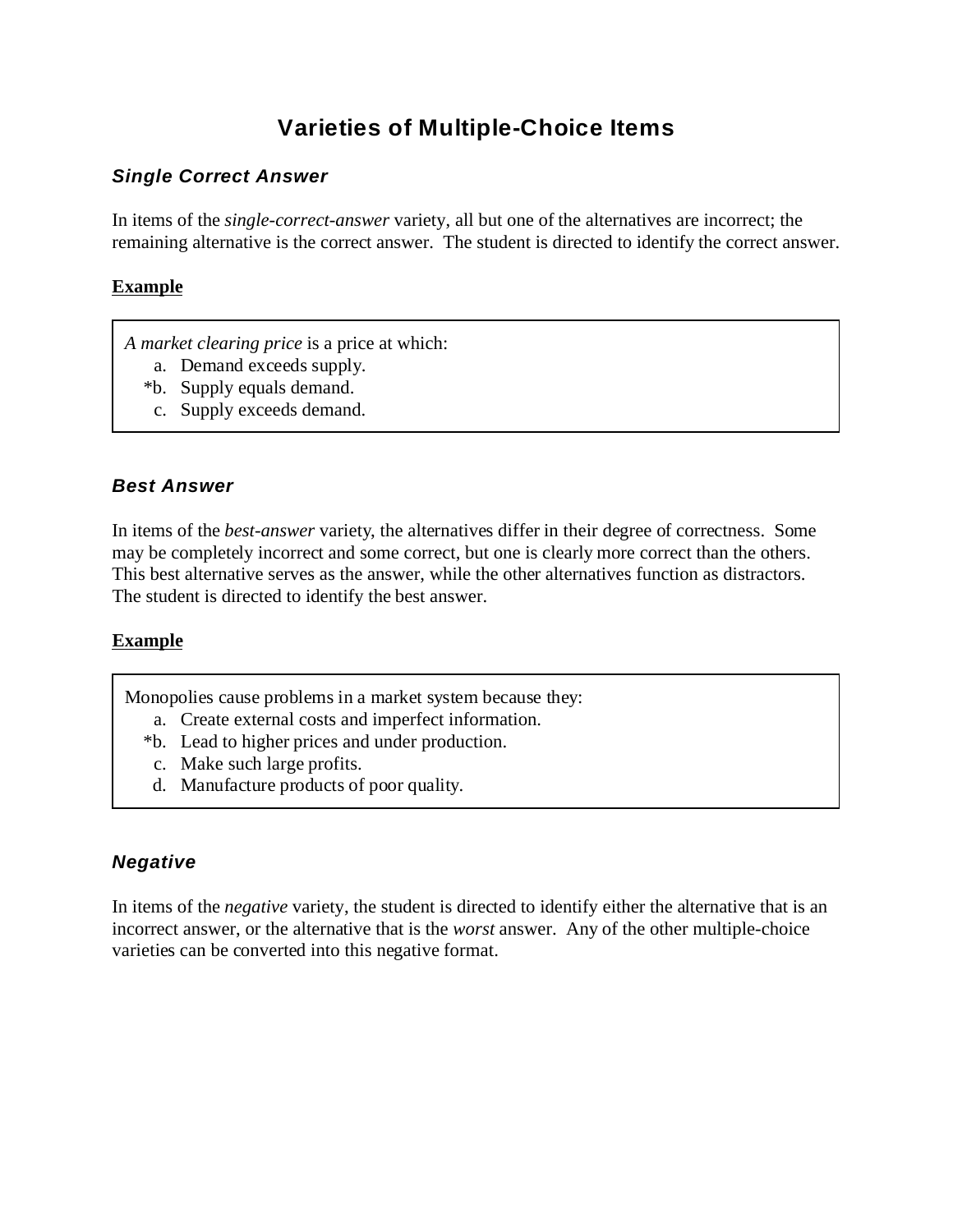# Varieties of Multiple-Choice Items

### *Single Correct Answer*

In items of the *single-correct-answer* variety, all but one of the alternatives are incorrect; the remaining alternative is the correct answer. The student is directed to identify the correct answer.

**Example**

> *A market clearing price* is a price at which:
> a. Demand exceeds supply.
> *b. Supply equals demand.
> c. Supply exceeds demand.

### *Best Answer*

In items of the *best-answer* variety, the alternatives differ in their degree of correctness. Some may be completely incorrect and some correct, but one is clearly more correct than the others. This best alternative serves as the answer, while the other alternatives function as distractors. The student is directed to identify the best answer.

**Example**

> Monopolies cause problems in a market system because they:
> a. Create external costs and imperfect information.
> *b. Lead to higher prices and under production.
> c. Make such large profits.
> d. Manufacture products of poor quality.

### *Negative*

In items of the *negative* variety, the student is directed to identify either the alternative that is an incorrect answer, or the alternative that is the *worst* answer. Any of the other multiple-choice varieties can be converted into this negative format.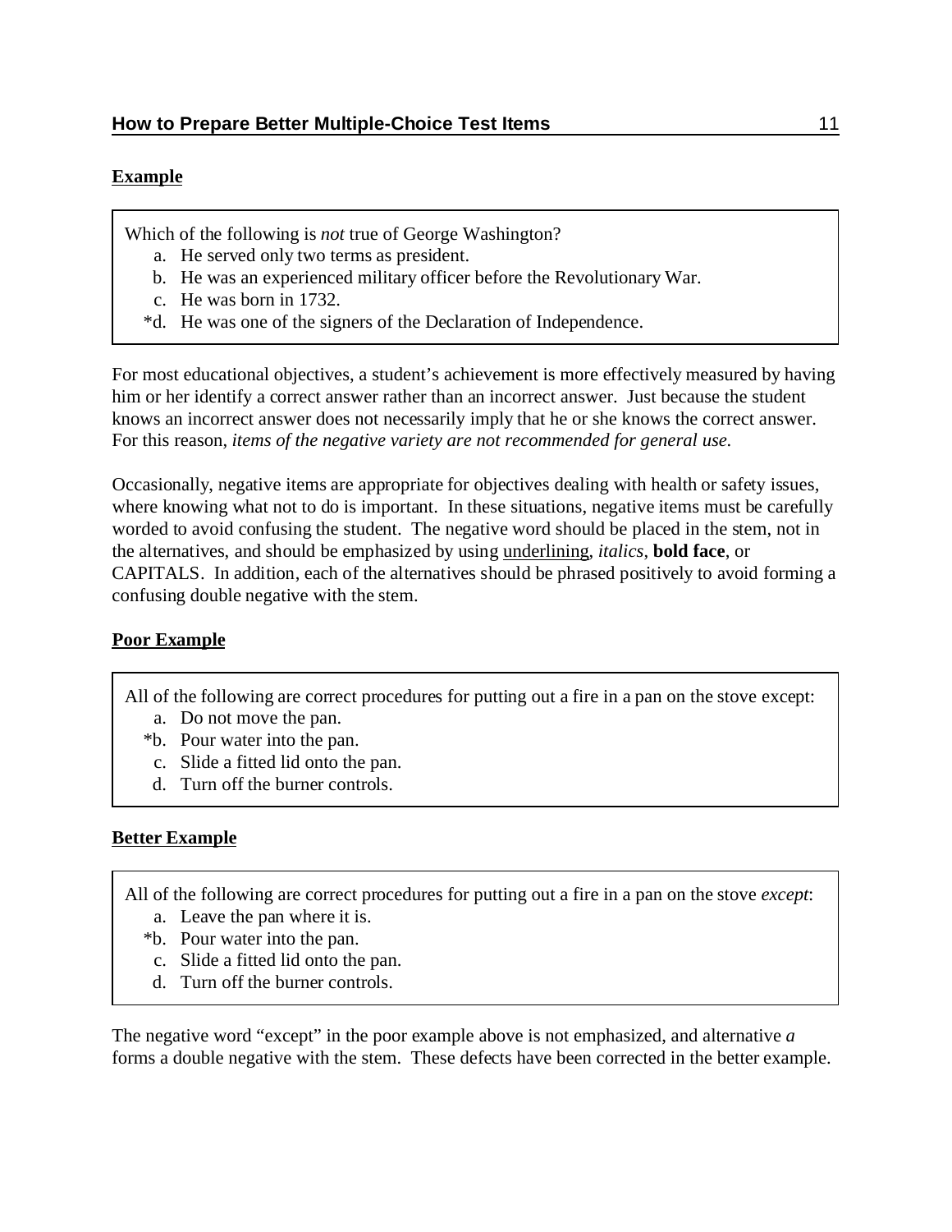**Example**

Which of the following is *not* true of George Washington?

a. He served only two terms as president.
b. He was an experienced military officer before the Revolutionary War.
c. He was born in 1732.
*d. He was one of the signers of the Declaration of Independence.

For most educational objectives, a student's achievement is more effectively measured by having him or her identify a correct answer rather than an incorrect answer. Just because the student knows an incorrect answer does not necessarily imply that he or she knows the correct answer. For this reason, *items of the negative variety are not recommended for general use.*

Occasionally, negative items are appropriate for objectives dealing with health or safety issues, where knowing what not to do is important. In these situations, negative items must be carefully worded to avoid confusing the student. The negative word should be placed in the stem, not in the alternatives, and should be emphasized by using <u>underlining</u>, *italics*, **bold face**, or CAPITALS. In addition, each of the alternatives should be phrased positively to avoid forming a confusing double negative with the stem.

**Poor Example**

All of the following are correct procedures for putting out a fire in a pan on the stove except:

a. Do not move the pan.
*b. Pour water into the pan.
c. Slide a fitted lid onto the pan.
d. Turn off the burner controls.

**Better Example**

All of the following are correct procedures for putting out a fire in a pan on the stove *except*:

a. Leave the pan where it is.
*b. Pour water into the pan.
c. Slide a fitted lid onto the pan.
d. Turn off the burner controls.

The negative word "except" in the poor example above is not emphasized, and alternative *a* forms a double negative with the stem. These defects have been corrected in the better example.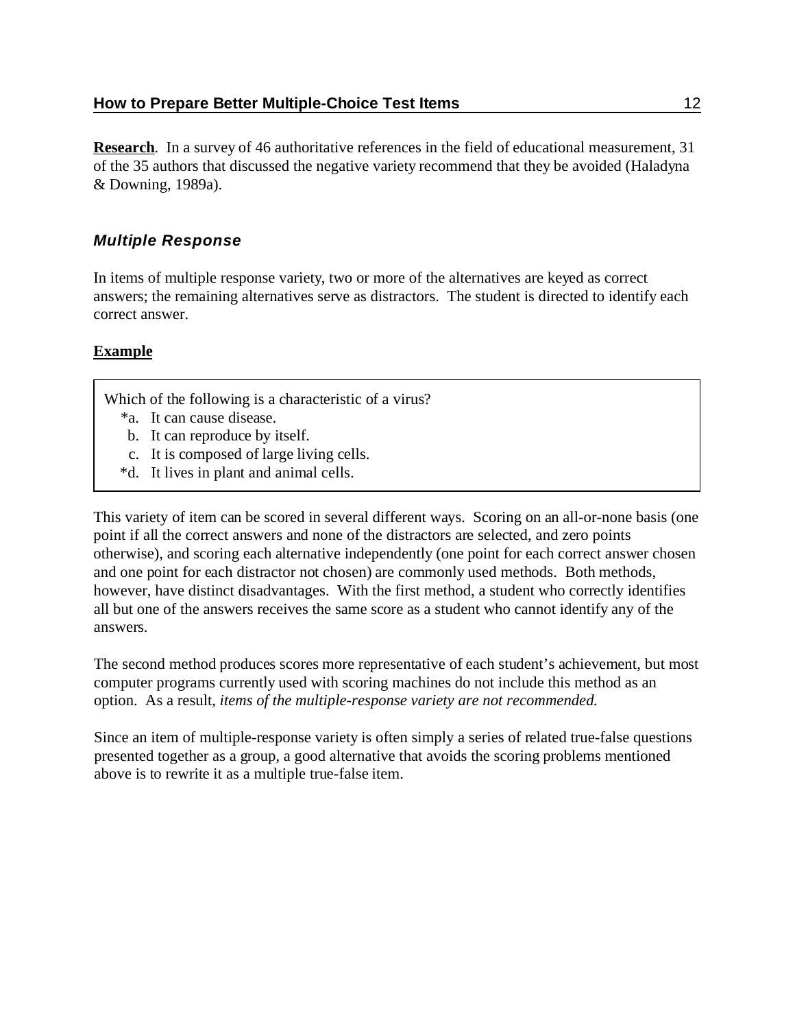**Research**. In a survey of 46 authoritative references in the field of educational measurement, 31 of the 35 authors that discussed the negative variety recommend that they be avoided (Haladyna & Downing, 1989a).

### *Multiple Response*

In items of multiple response variety, two or more of the alternatives are keyed as correct answers; the remaining alternatives serve as distractors. The student is directed to identify each correct answer.

**Example**

> Which of the following is a characteristic of a virus?
> *a. It can cause disease.
> b. It can reproduce by itself.
> c. It is composed of large living cells.
> *d. It lives in plant and animal cells.

This variety of item can be scored in several different ways. Scoring on an all-or-none basis (one point if all the correct answers and none of the distractors are selected, and zero points otherwise), and scoring each alternative independently (one point for each correct answer chosen and one point for each distractor not chosen) are commonly used methods. Both methods, however, have distinct disadvantages. With the first method, a student who correctly identifies all but one of the answers receives the same score as a student who cannot identify any of the answers.

The second method produces scores more representative of each student's achievement, but most computer programs currently used with scoring machines do not include this method as an option. As a result, *items of the multiple-response variety are not recommended.*

Since an item of multiple-response variety is often simply a series of related true-false questions presented together as a group, a good alternative that avoids the scoring problems mentioned above is to rewrite it as a multiple true-false item.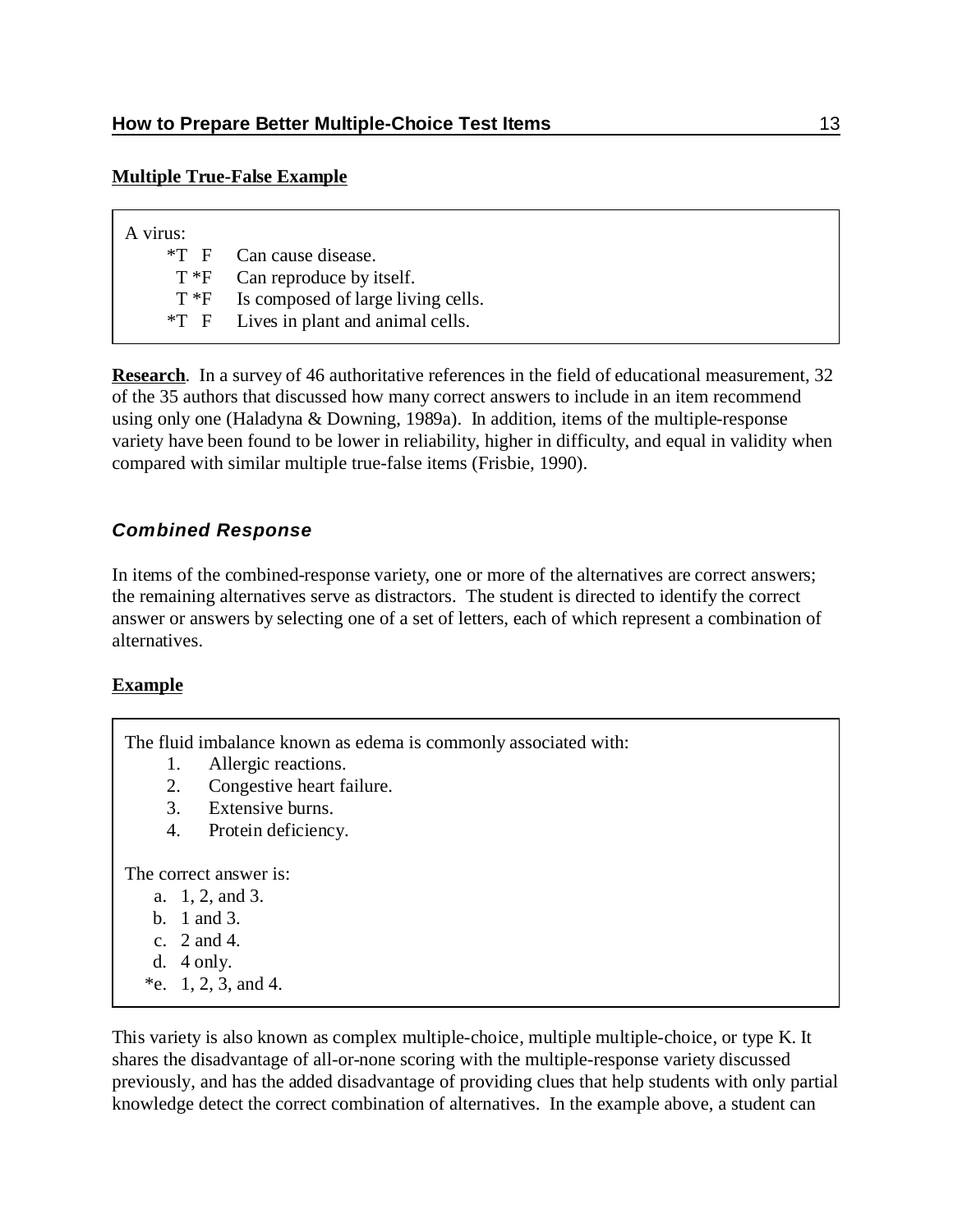**Multiple True-False Example**

A virus:

- *T F Can cause disease.
- T *F Can reproduce by itself.
- T *F Is composed of large living cells.
- *T F Lives in plant and animal cells.

**Research**. In a survey of 46 authoritative references in the field of educational measurement, 32 of the 35 authors that discussed how many correct answers to include in an item recommend using only one (Haladyna & Downing, 1989a). In addition, items of the multiple-response variety have been found to be lower in reliability, higher in difficulty, and equal in validity when compared with similar multiple true-false items (Frisbie, 1990).

### *Combined Response*

In items of the combined-response variety, one or more of the alternatives are correct answers; the remaining alternatives serve as distractors. The student is directed to identify the correct answer or answers by selecting one of a set of letters, each of which represent a combination of alternatives.

**Example**

The fluid imbalance known as edema is commonly associated with:

1. Allergic reactions.
2. Congestive heart failure.
3. Extensive burns.
4. Protein deficiency.

The correct answer is:

- a. 1, 2, and 3.
- b. 1 and 3.
- c. 2 and 4.
- d. 4 only.
- *e. 1, 2, 3, and 4.

This variety is also known as complex multiple-choice, multiple multiple-choice, or type K. It shares the disadvantage of all-or-none scoring with the multiple-response variety discussed previously, and has the added disadvantage of providing clues that help students with only partial knowledge detect the correct combination of alternatives. In the example above, a student can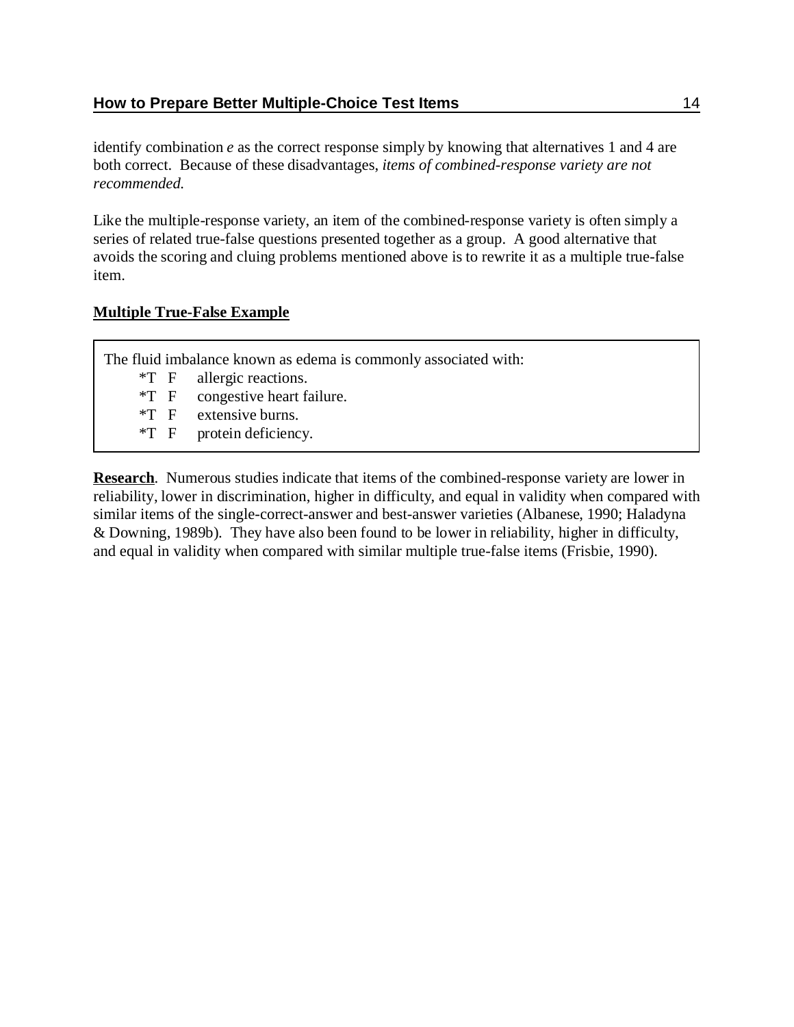identify combination *e* as the correct response simply by knowing that alternatives 1 and 4 are both correct. Because of these disadvantages, *items of combined-response variety are not recommended.*

Like the multiple-response variety, an item of the combined-response variety is often simply a series of related true-false questions presented together as a group. A good alternative that avoids the scoring and cluing problems mentioned above is to rewrite it as a multiple true-false item.

**Multiple True-False Example**

The fluid imbalance known as edema is commonly associated with:

*T F allergic reactions.
*T F congestive heart failure.
*T F extensive burns.
*T F protein deficiency.

**Research**. Numerous studies indicate that items of the combined-response variety are lower in reliability, lower in discrimination, higher in difficulty, and equal in validity when compared with similar items of the single-correct-answer and best-answer varieties (Albanese, 1990; Haladyna & Downing, 1989b). They have also been found to be lower in reliability, higher in difficulty, and equal in validity when compared with similar multiple true-false items (Frisbie, 1990).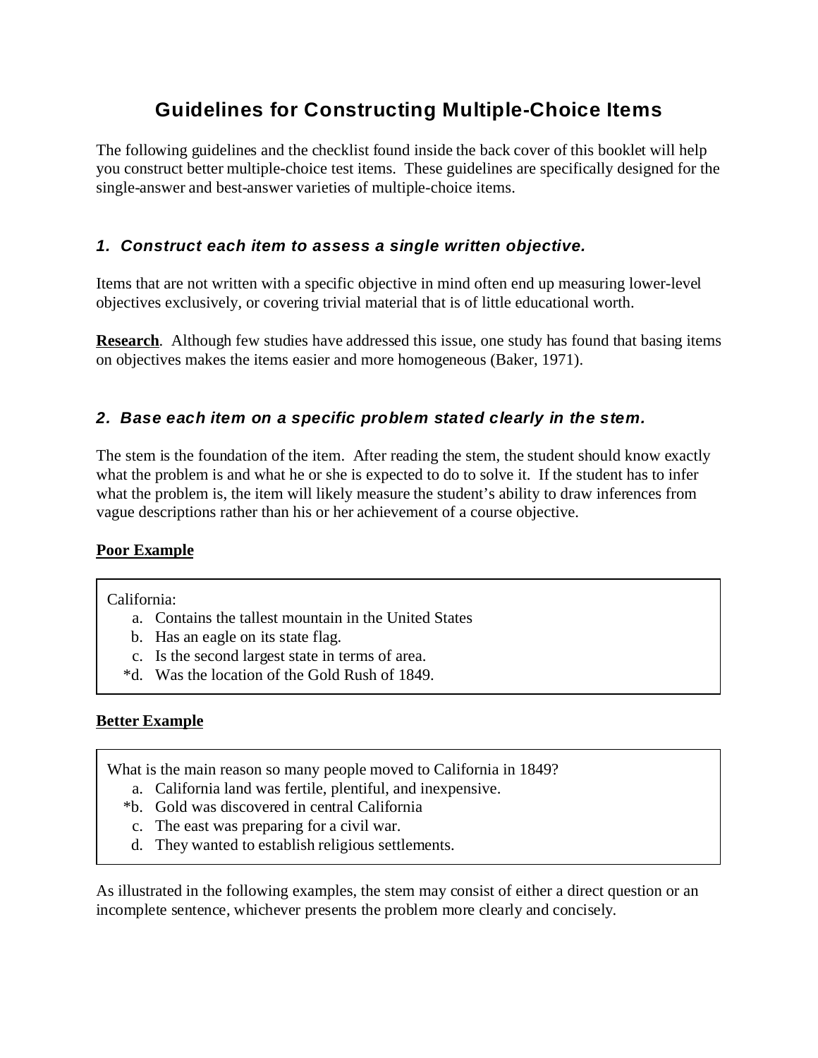# Guidelines for Constructing Multiple-Choice Items

The following guidelines and the checklist found inside the back cover of this booklet will help you construct better multiple-choice test items. These guidelines are specifically designed for the single-answer and best-answer varieties of multiple-choice items.

### *1. Construct each item to assess a single written objective.*

Items that are not written with a specific objective in mind often end up measuring lower-level objectives exclusively, or covering trivial material that is of little educational worth.

**Research**. Although few studies have addressed this issue, one study has found that basing items on objectives makes the items easier and more homogeneous (Baker, 1971).

### *2. Base each item on a specific problem stated clearly in the stem.*

The stem is the foundation of the item. After reading the stem, the student should know exactly what the problem is and what he or she is expected to do to solve it. If the student has to infer what the problem is, the item will likely measure the student's ability to draw inferences from vague descriptions rather than his or her achievement of a course objective.

**Poor Example**

> California:
> a. Contains the tallest mountain in the United States
> b. Has an eagle on its state flag.
> c. Is the second largest state in terms of area.
> *d. Was the location of the Gold Rush of 1849.

**Better Example**

> What is the main reason so many people moved to California in 1849?
> a. California land was fertile, plentiful, and inexpensive.
> *b. Gold was discovered in central California
> c. The east was preparing for a civil war.
> d. They wanted to establish religious settlements.

As illustrated in the following examples, the stem may consist of either a direct question or an incomplete sentence, whichever presents the problem more clearly and concisely.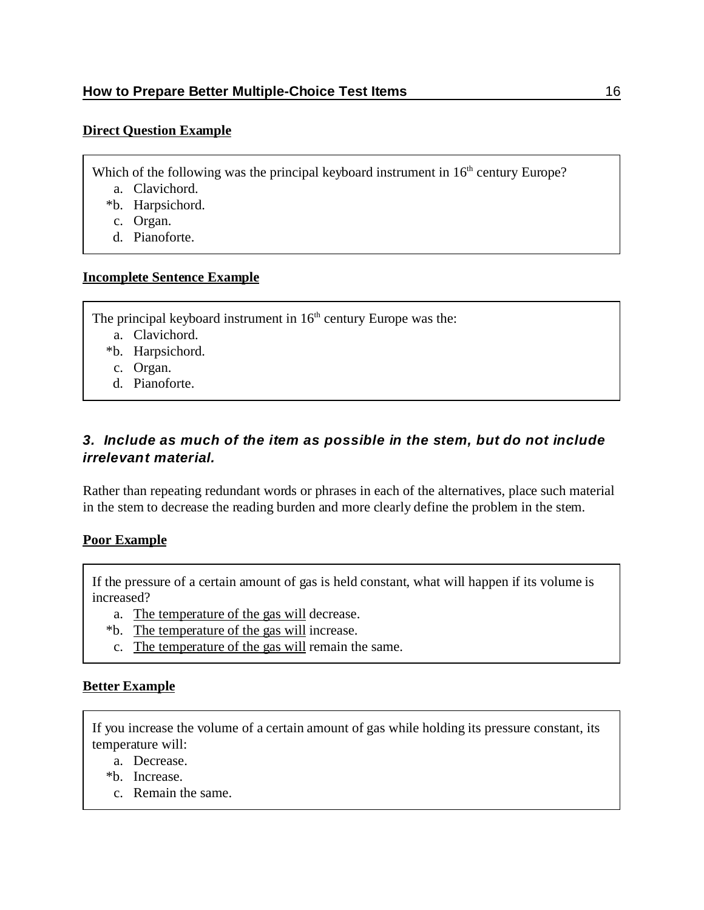**Direct Question Example**

Which of the following was the principal keyboard instrument in 16th century Europe?
  a. Clavichord.
 *b. Harpsichord.
  c. Organ.
  d. Pianoforte.

**Incomplete Sentence Example**

The principal keyboard instrument in 16th century Europe was the:
  a. Clavichord.
 *b. Harpsichord.
  c. Organ.
  d. Pianoforte.

### *3. Include as much of the item as possible in the stem, but do not include irrelevant material.*

Rather than repeating redundant words or phrases in each of the alternatives, place such material in the stem to decrease the reading burden and more clearly define the problem in the stem.

**Poor Example**

If the pressure of a certain amount of gas is held constant, what will happen if its volume is increased?
  a. <u>The temperature of the gas will</u> decrease.
 *b. <u>The temperature of the gas will</u> increase.
  c. <u>The temperature of the gas will</u> remain the same.

**Better Example**

If you increase the volume of a certain amount of gas while holding its pressure constant, its temperature will:
  a. Decrease.
 *b. Increase.
  c. Remain the same.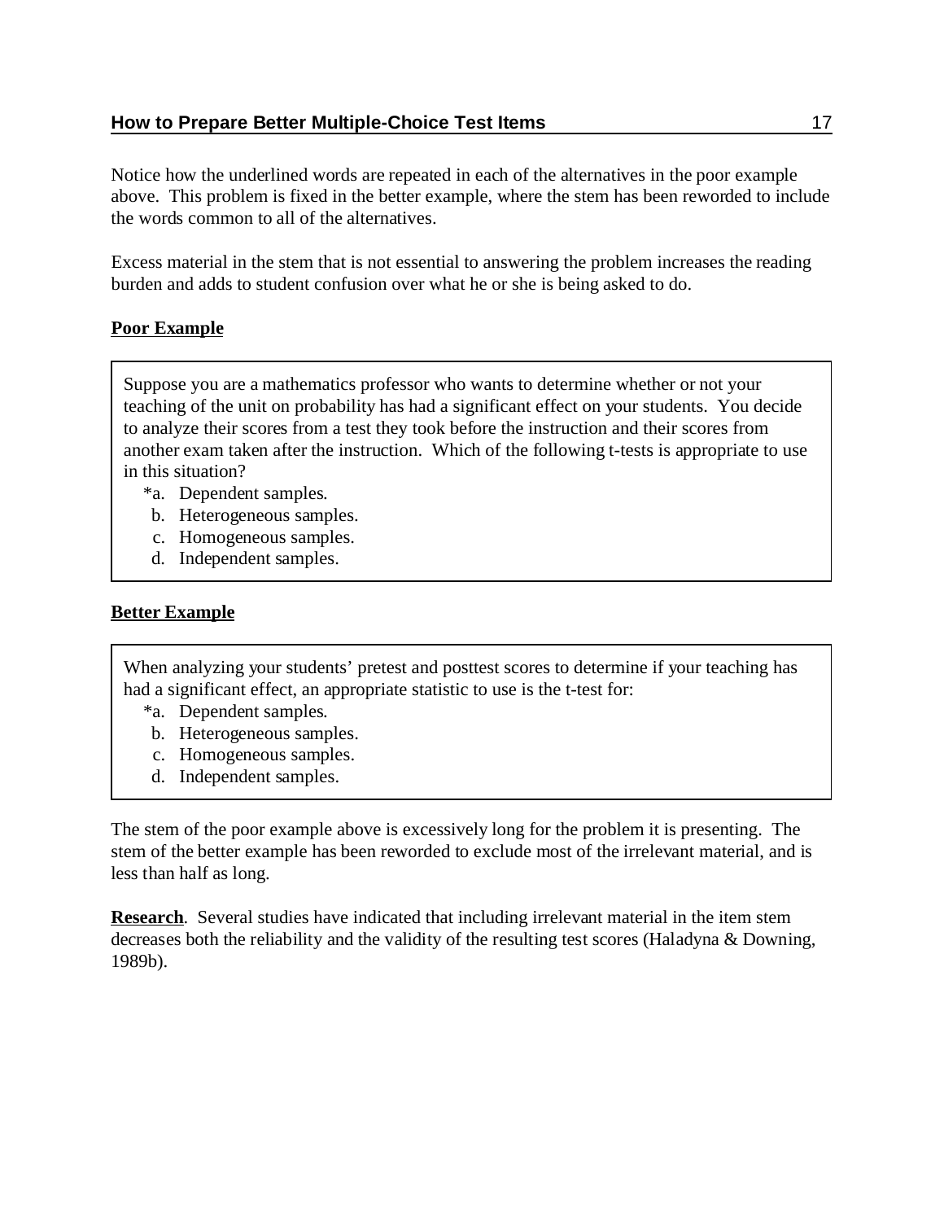Notice how the underlined words are repeated in each of the alternatives in the poor example above. This problem is fixed in the better example, where the stem has been reworded to include the words common to all of the alternatives.

Excess material in the stem that is not essential to answering the problem increases the reading burden and adds to student confusion over what he or she is being asked to do.

**Poor Example**

> Suppose you are a mathematics professor who wants to determine whether or not your teaching of the unit on probability has had a significant effect on your students. You decide to analyze their scores from a test they took before the instruction and their scores from another exam taken after the instruction. Which of the following t-tests is appropriate to use in this situation?
>
> *a. Dependent samples.
> b. Heterogeneous samples.
> c. Homogeneous samples.
> d. Independent samples.

**Better Example**

> When analyzing your students' pretest and posttest scores to determine if your teaching has had a significant effect, an appropriate statistic to use is the t-test for:
>
> *a. Dependent samples.
> b. Heterogeneous samples.
> c. Homogeneous samples.
> d. Independent samples.

The stem of the poor example above is excessively long for the problem it is presenting. The stem of the better example has been reworded to exclude most of the irrelevant material, and is less than half as long.

**Research**. Several studies have indicated that including irrelevant material in the item stem decreases both the reliability and the validity of the resulting test scores (Haladyna & Downing, 1989b).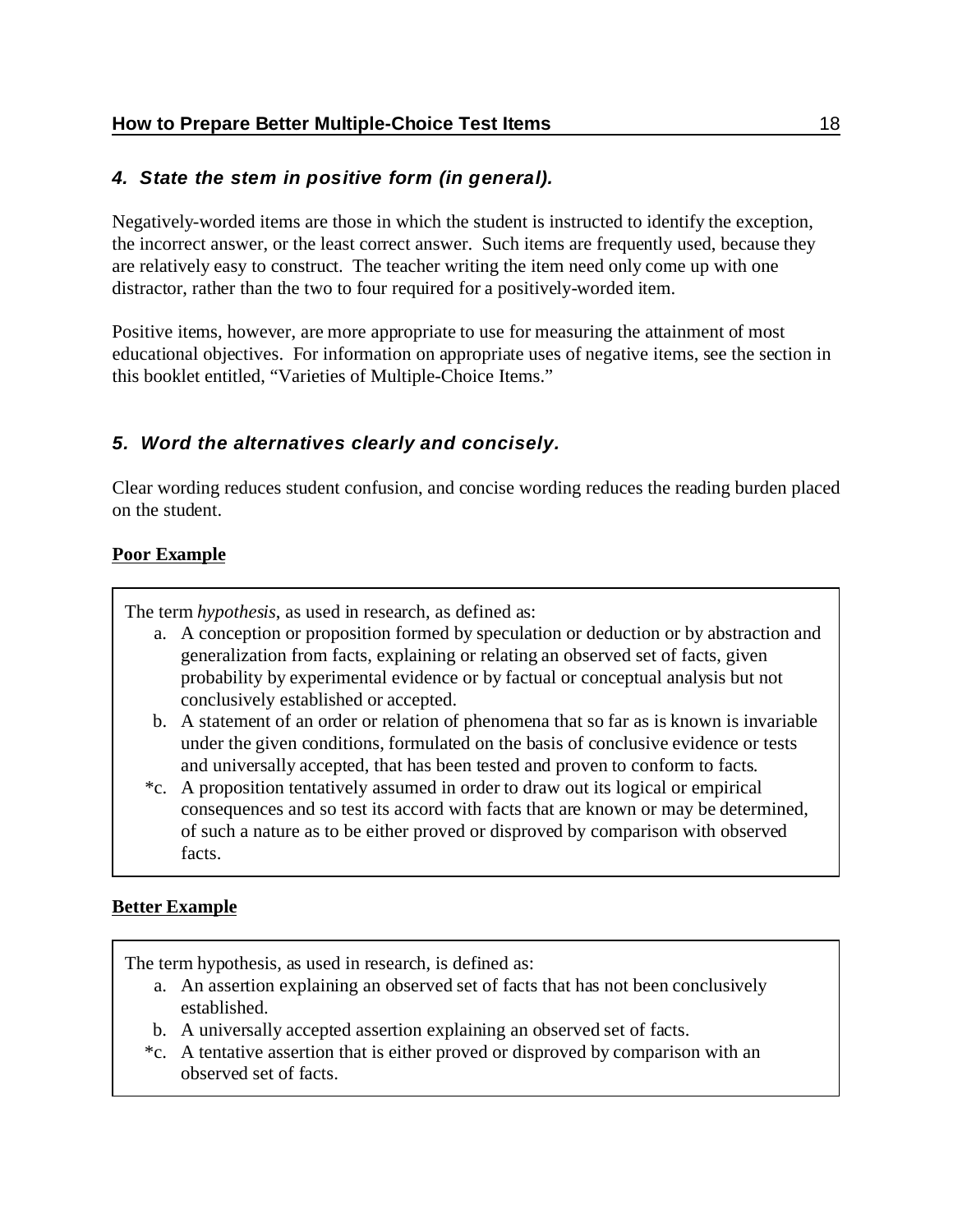### *4. State the stem in positive form (in general).*

Negatively-worded items are those in which the student is instructed to identify the exception, the incorrect answer, or the least correct answer. Such items are frequently used, because they are relatively easy to construct. The teacher writing the item need only come up with one distractor, rather than the two to four required for a positively-worded item.

Positive items, however, are more appropriate to use for measuring the attainment of most educational objectives. For information on appropriate uses of negative items, see the section in this booklet entitled, "Varieties of Multiple-Choice Items."

### *5. Word the alternatives clearly and concisely.*

Clear wording reduces student confusion, and concise wording reduces the reading burden placed on the student.

**Poor Example**

The term *hypothesis*, as used in research, as defined as:

a. A conception or proposition formed by speculation or deduction or by abstraction and generalization from facts, explaining or relating an observed set of facts, given probability by experimental evidence or by factual or conceptual analysis but not conclusively established or accepted.

b. A statement of an order or relation of phenomena that so far as is known is invariable under the given conditions, formulated on the basis of conclusive evidence or tests and universally accepted, that has been tested and proven to conform to facts.

*c. A proposition tentatively assumed in order to draw out its logical or empirical consequences and so test its accord with facts that are known or may be determined, of such a nature as to be either proved or disproved by comparison with observed facts.

**Better Example**

The term hypothesis, as used in research, is defined as:

a. An assertion explaining an observed set of facts that has not been conclusively established.

b. A universally accepted assertion explaining an observed set of facts.

*c. A tentative assertion that is either proved or disproved by comparison with an observed set of facts.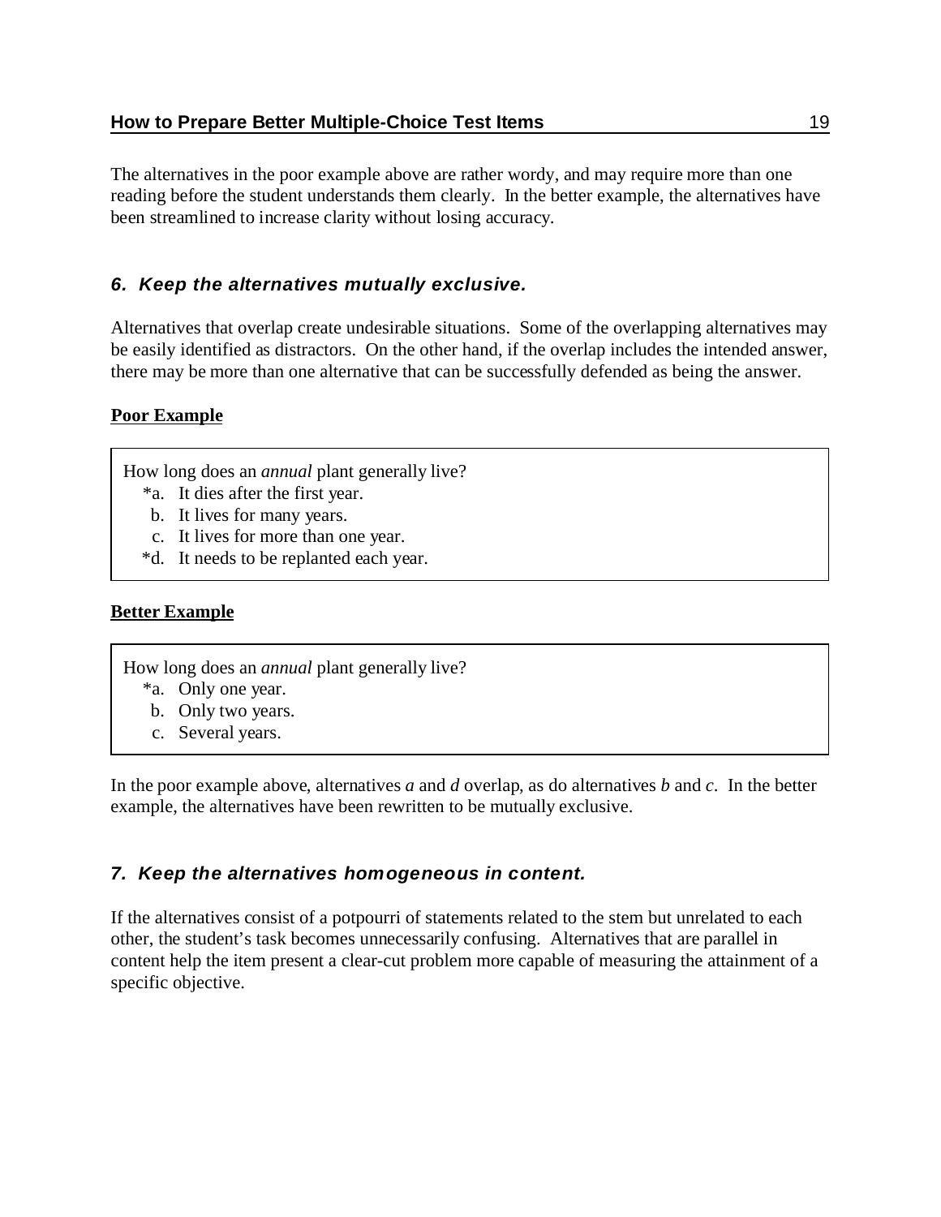The alternatives in the poor example above are rather wordy, and may require more than one reading before the student understands them clearly. In the better example, the alternatives have been streamlined to increase clarity without losing accuracy.

### *6. Keep the alternatives mutually exclusive.*

Alternatives that overlap create undesirable situations. Some of the overlapping alternatives may be easily identified as distractors. On the other hand, if the overlap includes the intended answer, there may be more than one alternative that can be successfully defended as being the answer.

**Poor Example**

> How long does an *annual* plant generally live?
> *a. It dies after the first year.
> b. It lives for many years.
> c. It lives for more than one year.
> *d. It needs to be replanted each year.

**Better Example**

> How long does an *annual* plant generally live?
> *a. Only one year.
> b. Only two years.
> c. Several years.

In the poor example above, alternatives *a* and *d* overlap, as do alternatives *b* and *c*. In the better example, the alternatives have been rewritten to be mutually exclusive.

### *7. Keep the alternatives homogeneous in content.*

If the alternatives consist of a potpourri of statements related to the stem but unrelated to each other, the student's task becomes unnecessarily confusing. Alternatives that are parallel in content help the item present a clear-cut problem more capable of measuring the attainment of a specific objective.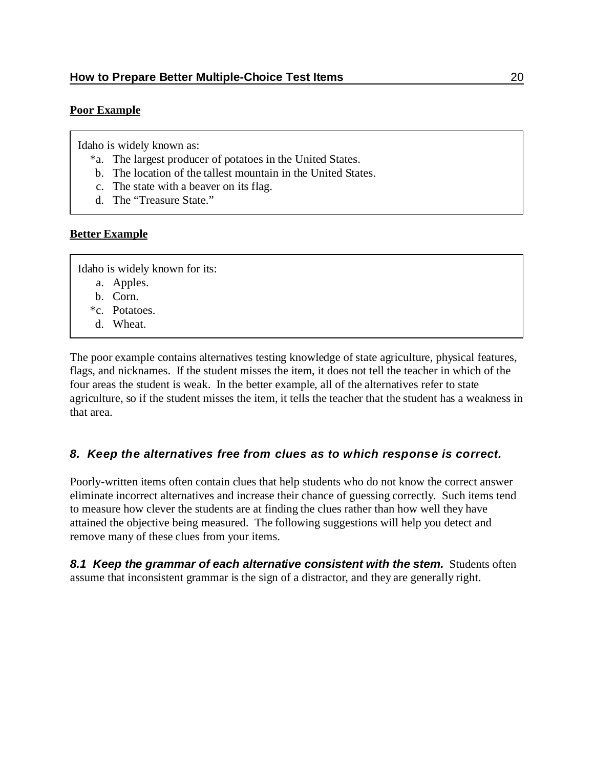**Poor Example**

Idaho is widely known as:

*a. The largest producer of potatoes in the United States.
b. The location of the tallest mountain in the United States.
c. The state with a beaver on its flag.
d. The "Treasure State."

**Better Example**

Idaho is widely known for its:

a. Apples.
b. Corn.
*c. Potatoes.
d. Wheat.

The poor example contains alternatives testing knowledge of state agriculture, physical features, flags, and nicknames. If the student misses the item, it does not tell the teacher in which of the four areas the student is weak. In the better example, all of the alternatives refer to state agriculture, so if the student misses the item, it tells the teacher that the student has a weakness in that area.

### *8. Keep the alternatives free from clues as to which response is correct.*

Poorly-written items often contain clues that help students who do not know the correct answer eliminate incorrect alternatives and increase their chance of guessing correctly. Such items tend to measure how clever the students are at finding the clues rather than how well they have attained the objective being measured. The following suggestions will help you detect and remove many of these clues from your items.

***8.1 Keep the grammar of each alternative consistent with the stem.*** Students often assume that inconsistent grammar is the sign of a distractor, and they are generally right.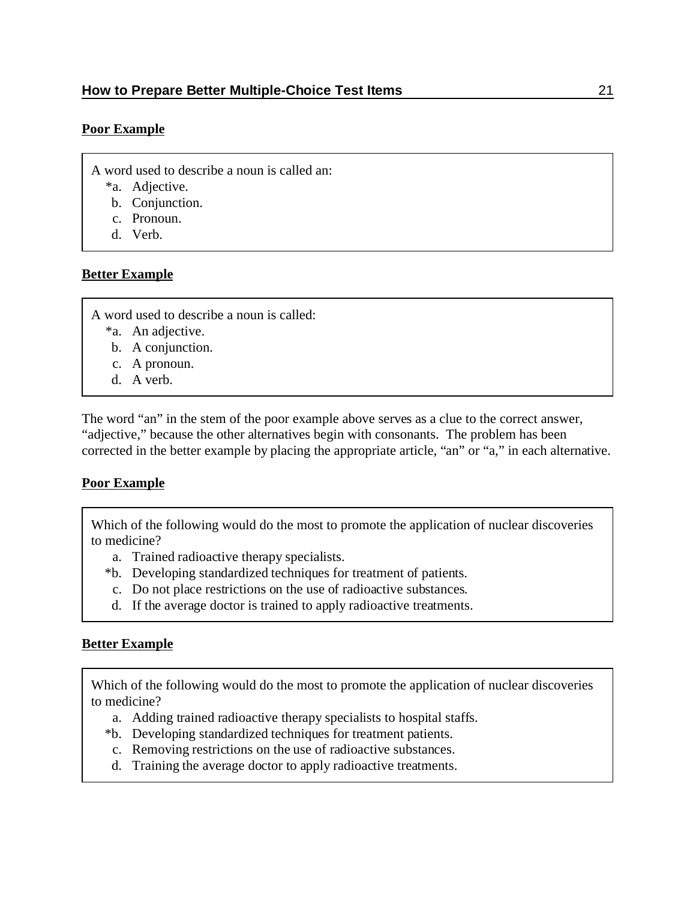**Poor Example**

A word used to describe a noun is called an:
*a. Adjective.
b. Conjunction.
c. Pronoun.
d. Verb.

**Better Example**

A word used to describe a noun is called:
*a. An adjective.
b. A conjunction.
c. A pronoun.
d. A verb.

The word "an" in the stem of the poor example above serves as a clue to the correct answer, "adjective," because the other alternatives begin with consonants. The problem has been corrected in the better example by placing the appropriate article, "an" or "a," in each alternative.

**Poor Example**

Which of the following would do the most to promote the application of nuclear discoveries to medicine?
a. Trained radioactive therapy specialists.
*b. Developing standardized techniques for treatment of patients.
c. Do not place restrictions on the use of radioactive substances.
d. If the average doctor is trained to apply radioactive treatments.

**Better Example**

Which of the following would do the most to promote the application of nuclear discoveries to medicine?
a. Adding trained radioactive therapy specialists to hospital staffs.
*b. Developing standardized techniques for treatment patients.
c. Removing restrictions on the use of radioactive substances.
d. Training the average doctor to apply radioactive treatments.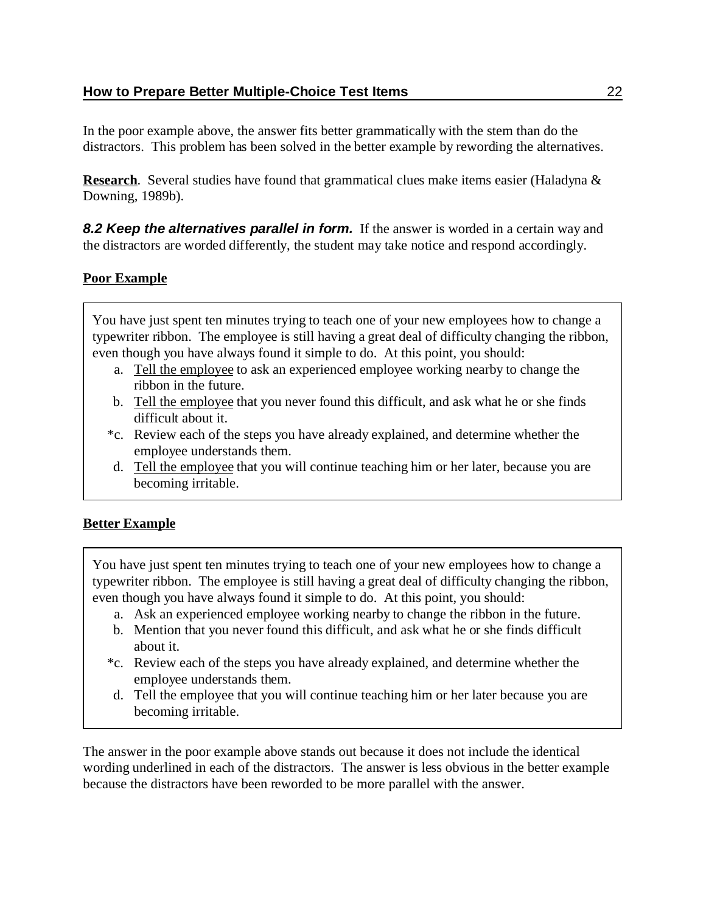In the poor example above, the answer fits better grammatically with the stem than do the distractors. This problem has been solved in the better example by rewording the alternatives.

**Research**. Several studies have found that grammatical clues make items easier (Haladyna & Downing, 1989b).

***8.2 Keep the alternatives parallel in form.*** If the answer is worded in a certain way and the distractors are worded differently, the student may take notice and respond accordingly.

**Poor Example**

> You have just spent ten minutes trying to teach one of your new employees how to change a typewriter ribbon. The employee is still having a great deal of difficulty changing the ribbon, even though you have always found it simple to do. At this point, you should:
>
> a. <u>Tell the employee</u> to ask an experienced employee working nearby to change the ribbon in the future.
> b. <u>Tell the employee</u> that you never found this difficult, and ask what he or she finds difficult about it.
> *c. Review each of the steps you have already explained, and determine whether the employee understands them.
> d. <u>Tell the employee</u> that you will continue teaching him or her later, because you are becoming irritable.

**Better Example**

> You have just spent ten minutes trying to teach one of your new employees how to change a typewriter ribbon. The employee is still having a great deal of difficulty changing the ribbon, even though you have always found it simple to do. At this point, you should:
>
> a. Ask an experienced employee working nearby to change the ribbon in the future.
> b. Mention that you never found this difficult, and ask what he or she finds difficult about it.
> *c. Review each of the steps you have already explained, and determine whether the employee understands them.
> d. Tell the employee that you will continue teaching him or her later because you are becoming irritable.

The answer in the poor example above stands out because it does not include the identical wording underlined in each of the distractors. The answer is less obvious in the better example because the distractors have been reworded to be more parallel with the answer.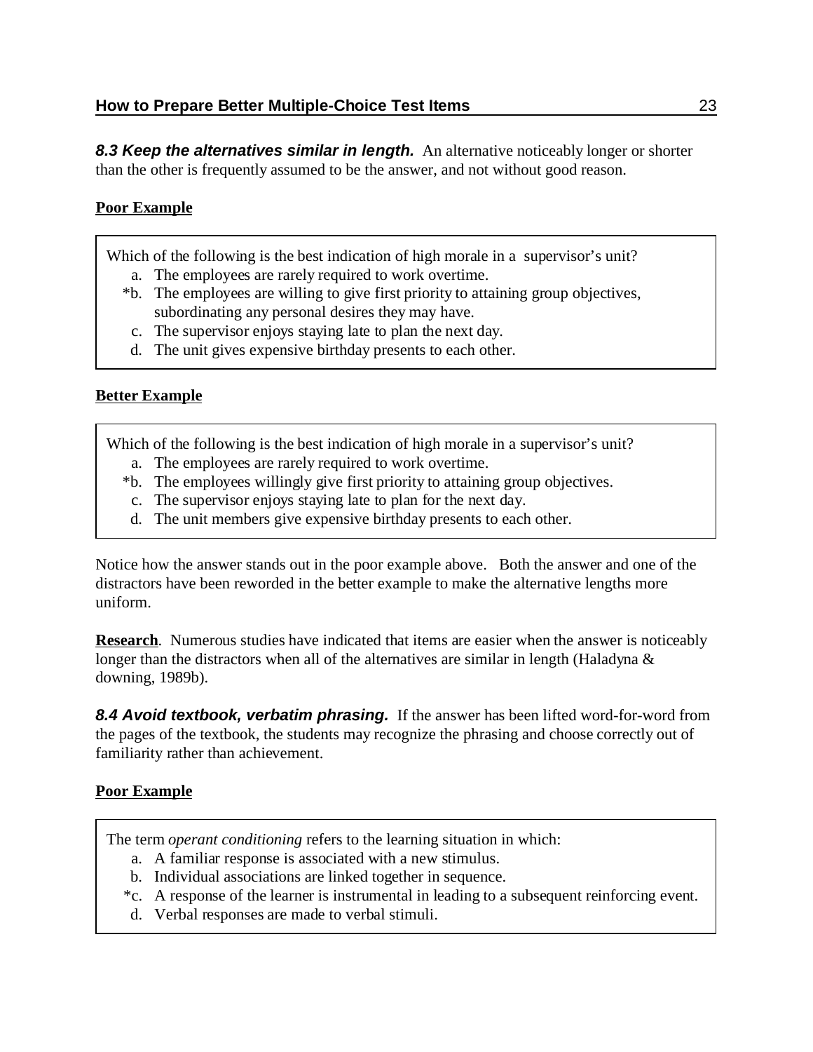***8.3 Keep the alternatives similar in length.*** An alternative noticeably longer or shorter than the other is frequently assumed to be the answer, and not without good reason.

**Poor Example**

Which of the following is the best indication of high morale in a supervisor's unit?

a. The employees are rarely required to work overtime.
*b. The employees are willing to give first priority to attaining group objectives, subordinating any personal desires they may have.
c. The supervisor enjoys staying late to plan the next day.
d. The unit gives expensive birthday presents to each other.

**Better Example**

Which of the following is the best indication of high morale in a supervisor's unit?

a. The employees are rarely required to work overtime.
*b. The employees willingly give first priority to attaining group objectives.
c. The supervisor enjoys staying late to plan for the next day.
d. The unit members give expensive birthday presents to each other.

Notice how the answer stands out in the poor example above. Both the answer and one of the distractors have been reworded in the better example to make the alternative lengths more uniform.

**Research**. Numerous studies have indicated that items are easier when the answer is noticeably longer than the distractors when all of the alternatives are similar in length (Haladyna & downing, 1989b).

***8.4 Avoid textbook, verbatim phrasing.*** If the answer has been lifted word-for-word from the pages of the textbook, the students may recognize the phrasing and choose correctly out of familiarity rather than achievement.

**Poor Example**

The term *operant conditioning* refers to the learning situation in which:

a. A familiar response is associated with a new stimulus.
b. Individual associations are linked together in sequence.
*c. A response of the learner is instrumental in leading to a subsequent reinforcing event.
d. Verbal responses are made to verbal stimuli.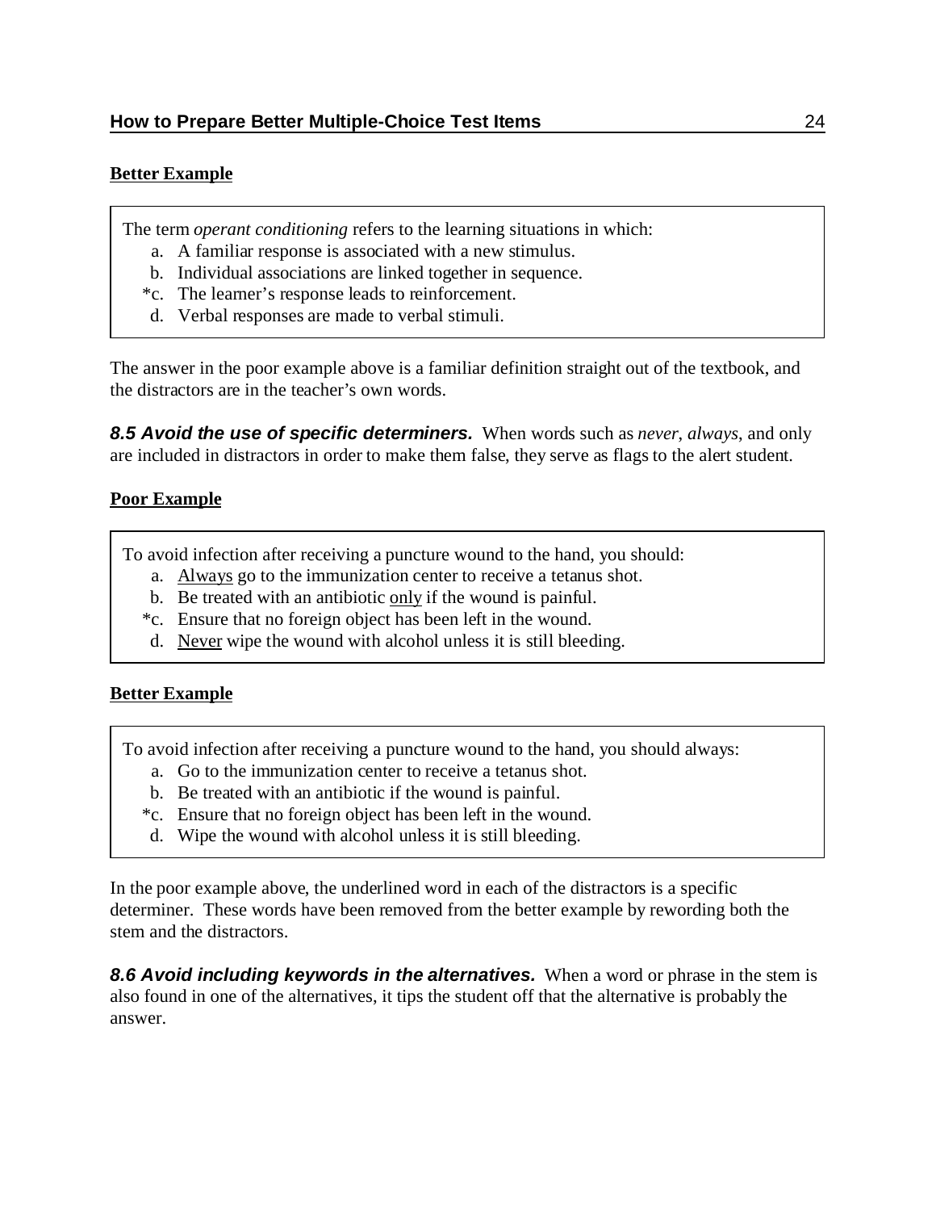**Better Example**

The term *operant conditioning* refers to the learning situations in which:

a. A familiar response is associated with a new stimulus.
b. Individual associations are linked together in sequence.
*c. The learner's response leads to reinforcement.
d. Verbal responses are made to verbal stimuli.

The answer in the poor example above is a familiar definition straight out of the textbook, and the distractors are in the teacher's own words.

***8.5 Avoid the use of specific determiners.*** When words such as *never*, *always*, and only are included in distractors in order to make them false, they serve as flags to the alert student.

**Poor Example**

To avoid infection after receiving a puncture wound to the hand, you should:

a. <u>Always</u> go to the immunization center to receive a tetanus shot.
b. Be treated with an antibiotic <u>only</u> if the wound is painful.
*c. Ensure that no foreign object has been left in the wound.
d. <u>Never</u> wipe the wound with alcohol unless it is still bleeding.

**Better Example**

To avoid infection after receiving a puncture wound to the hand, you should always:

a. Go to the immunization center to receive a tetanus shot.
b. Be treated with an antibiotic if the wound is painful.
*c. Ensure that no foreign object has been left in the wound.
d. Wipe the wound with alcohol unless it is still bleeding.

In the poor example above, the underlined word in each of the distractors is a specific determiner. These words have been removed from the better example by rewording both the stem and the distractors.

***8.6 Avoid including keywords in the alternatives.*** When a word or phrase in the stem is also found in one of the alternatives, it tips the student off that the alternative is probably the answer.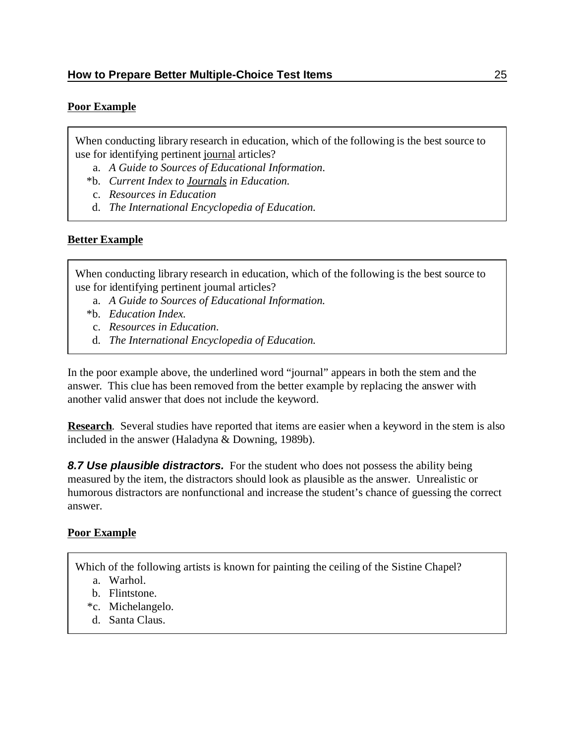**Poor Example**

When conducting library research in education, which of the following is the best source to use for identifying pertinent <u>journal</u> articles?

a. *A Guide to Sources of Educational Information.*
*b. *Current Index to <u>Journals</u> in Education.*
c. *Resources in Education*
d. *The International Encyclopedia of Education.*

**Better Example**

When conducting library research in education, which of the following is the best source to use for identifying pertinent journal articles?

a. *A Guide to Sources of Educational Information.*
*b. *Education Index.*
c. *Resources in Education.*
d. *The International Encyclopedia of Education.*

In the poor example above, the underlined word "journal" appears in both the stem and the answer. This clue has been removed from the better example by replacing the answer with another valid answer that does not include the keyword.

**Research**. Several studies have reported that items are easier when a keyword in the stem is also included in the answer (Haladyna & Downing, 1989b).

***8.7 Use plausible distractors.*** For the student who does not possess the ability being measured by the item, the distractors should look as plausible as the answer. Unrealistic or humorous distractors are nonfunctional and increase the student's chance of guessing the correct answer.

**Poor Example**

Which of the following artists is known for painting the ceiling of the Sistine Chapel?

a. Warhol.
b. Flintstone.
*c. Michelangelo.
d. Santa Claus.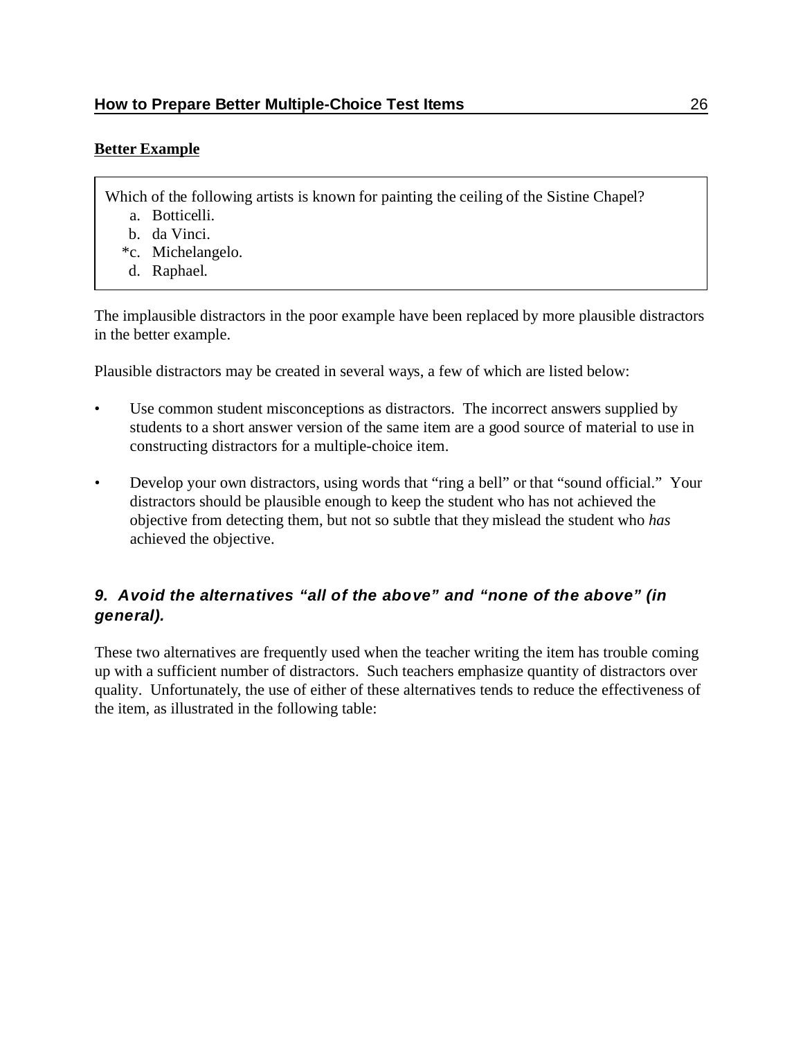**Better Example**

> Which of the following artists is known for painting the ceiling of the Sistine Chapel?
> a. Botticelli.
> b. da Vinci.
> *c. Michelangelo.
> d. Raphael.

The implausible distractors in the poor example have been replaced by more plausible distractors in the better example.

Plausible distractors may be created in several ways, a few of which are listed below:

- Use common student misconceptions as distractors. The incorrect answers supplied by students to a short answer version of the same item are a good source of material to use in constructing distractors for a multiple-choice item.

- Develop your own distractors, using words that "ring a bell" or that "sound official." Your distractors should be plausible enough to keep the student who has not achieved the objective from detecting them, but not so subtle that they mislead the student who *has* achieved the objective.

### *9. Avoid the alternatives "all of the above" and "none of the above" (in general).*

These two alternatives are frequently used when the teacher writing the item has trouble coming up with a sufficient number of distractors. Such teachers emphasize quantity of distractors over quality. Unfortunately, the use of either of these alternatives tends to reduce the effectiveness of the item, as illustrated in the following table: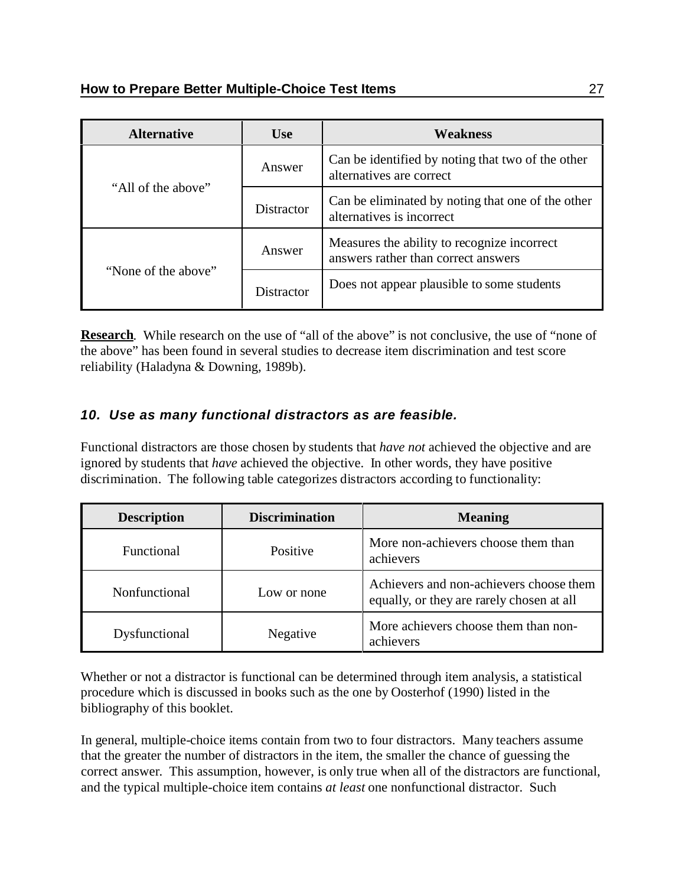| Alternative | Use | Weakness |
| --- | --- | --- |
| "All of the above" | Answer | Can be identified by noting that two of the other alternatives are correct |
| | Distractor | Can be eliminated by noting that one of the other alternatives is incorrect |
| "None of the above" | Answer | Measures the ability to recognize incorrect answers rather than correct answers |
| | Distractor | Does not appear plausible to some students |

**Research**. While research on the use of "all of the above" is not conclusive, the use of "none of the above" has been found in several studies to decrease item discrimination and test score reliability (Haladyna & Downing, 1989b).

### *10. Use as many functional distractors as are feasible.*

Functional distractors are those chosen by students that *have not* achieved the objective and are ignored by students that *have* achieved the objective. In other words, they have positive discrimination. The following table categorizes distractors according to functionality:

| Description | Discrimination | Meaning |
| --- | --- | --- |
| Functional | Positive | More non-achievers choose them than achievers |
| Nonfunctional | Low or none | Achievers and non-achievers choose them equally, or they are rarely chosen at all |
| Dysfunctional | Negative | More achievers choose them than non-achievers |

Whether or not a distractor is functional can be determined through item analysis, a statistical procedure which is discussed in books such as the one by Oosterhof (1990) listed in the bibliography of this booklet.

In general, multiple-choice items contain from two to four distractors. Many teachers assume that the greater the number of distractors in the item, the smaller the chance of guessing the correct answer. This assumption, however, is only true when all of the distractors are functional, and the typical multiple-choice item contains *at least* one nonfunctional distractor. Such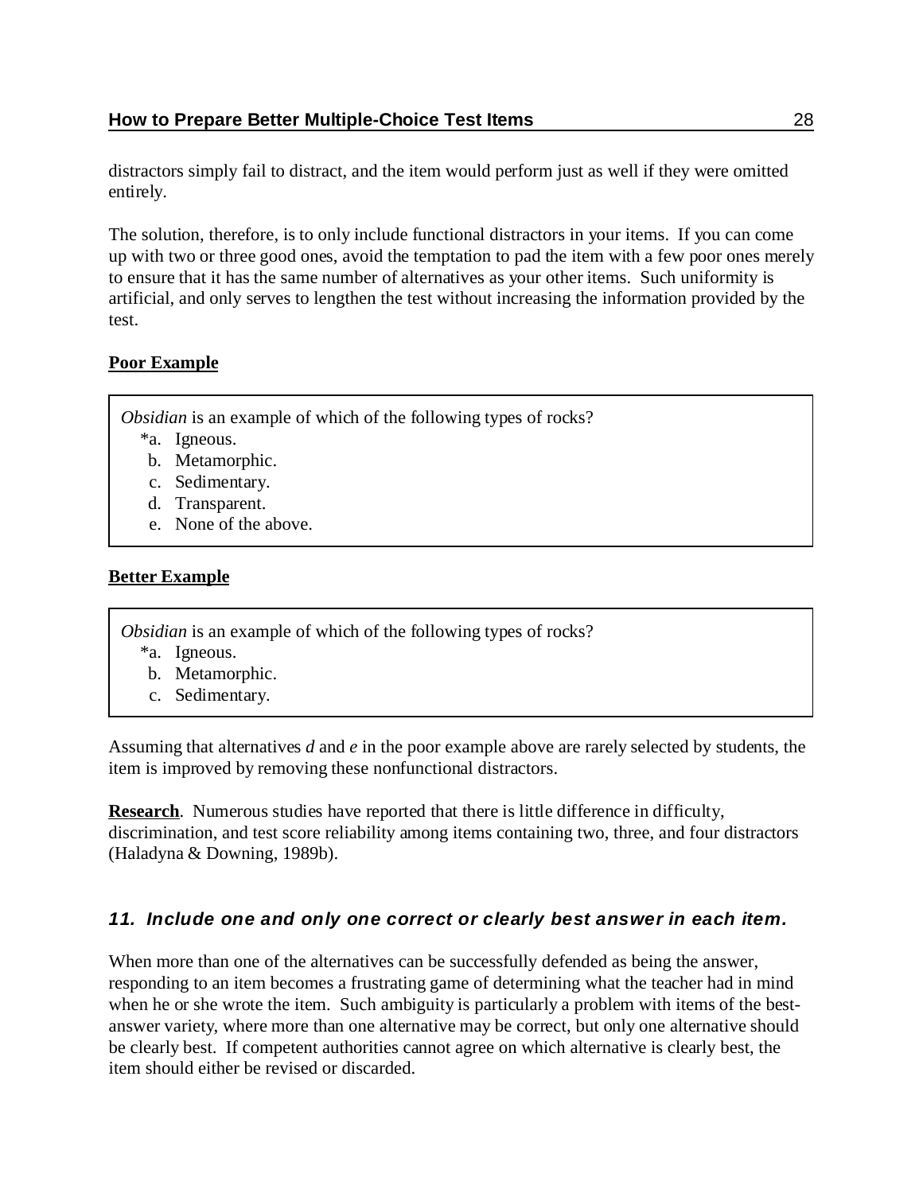distractors simply fail to distract, and the item would perform just as well if they were omitted entirely.

The solution, therefore, is to only include functional distractors in your items. If you can come up with two or three good ones, avoid the temptation to pad the item with a few poor ones merely to ensure that it has the same number of alternatives as your other items. Such uniformity is artificial, and only serves to lengthen the test without increasing the information provided by the test.

**Poor Example**

> *Obsidian* is an example of which of the following types of rocks?
> *a. Igneous.
> b. Metamorphic.
> c. Sedimentary.
> d. Transparent.
> e. None of the above.

**Better Example**

> *Obsidian* is an example of which of the following types of rocks?
> *a. Igneous.
> b. Metamorphic.
> c. Sedimentary.

Assuming that alternatives *d* and *e* in the poor example above are rarely selected by students, the item is improved by removing these nonfunctional distractors.

**Research**. Numerous studies have reported that there is little difference in difficulty, discrimination, and test score reliability among items containing two, three, and four distractors (Haladyna & Downing, 1989b).

### *11. Include one and only one correct or clearly best answer in each item.*

When more than one of the alternatives can be successfully defended as being the answer, responding to an item becomes a frustrating game of determining what the teacher had in mind when he or she wrote the item. Such ambiguity is particularly a problem with items of the best-answer variety, where more than one alternative may be correct, but only one alternative should be clearly best. If competent authorities cannot agree on which alternative is clearly best, the item should either be revised or discarded.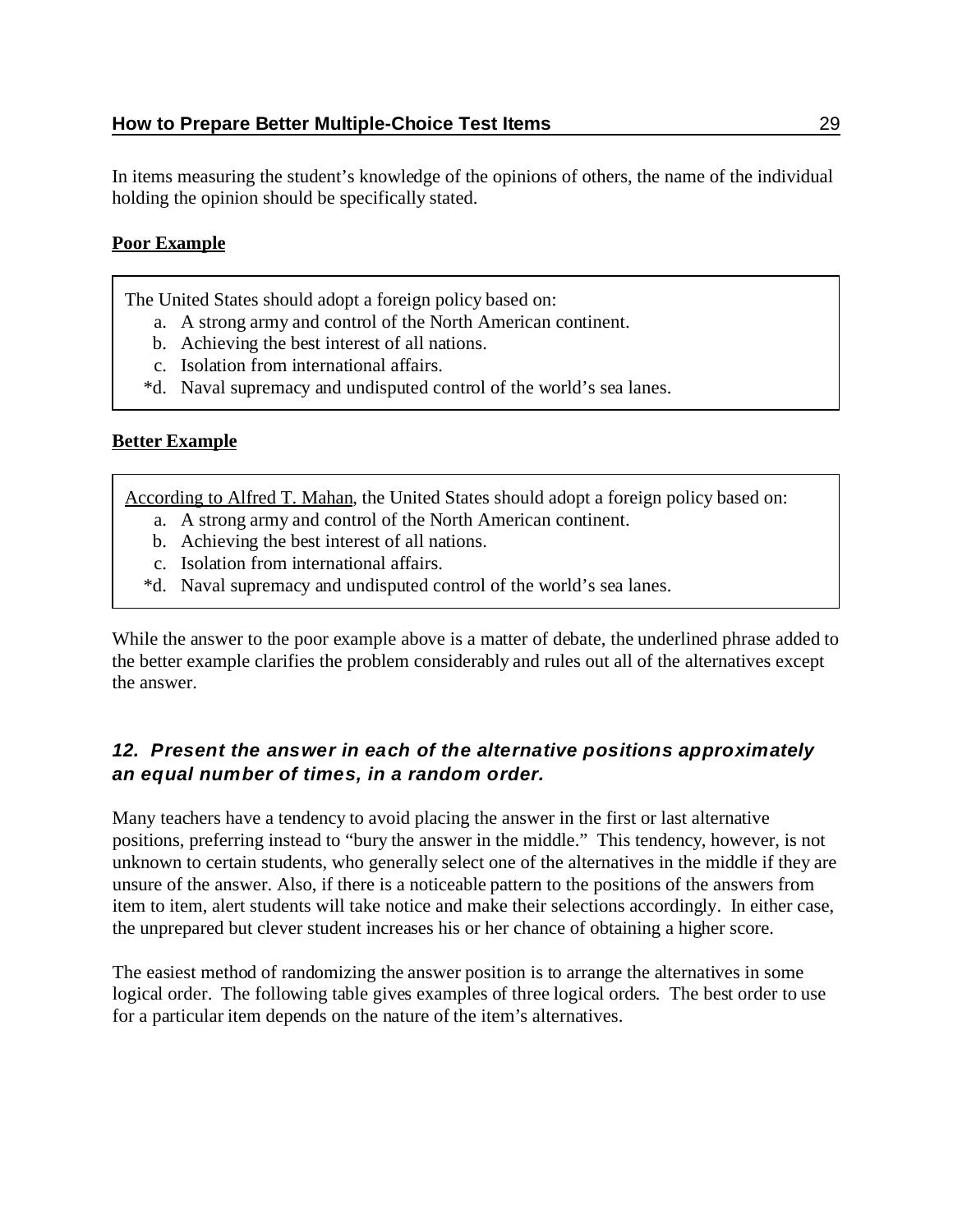In items measuring the student's knowledge of the opinions of others, the name of the individual holding the opinion should be specifically stated.

**Poor Example**

> The United States should adopt a foreign policy based on:
>
> a. A strong army and control of the North American continent.
> b. Achieving the best interest of all nations.
> c. Isolation from international affairs.
> *d. Naval supremacy and undisputed control of the world's sea lanes.

**Better Example**

> <u>According to Alfred T. Mahan</u>, the United States should adopt a foreign policy based on:
>
> a. A strong army and control of the North American continent.
> b. Achieving the best interest of all nations.
> c. Isolation from international affairs.
> *d. Naval supremacy and undisputed control of the world's sea lanes.

While the answer to the poor example above is a matter of debate, the underlined phrase added to the better example clarifies the problem considerably and rules out all of the alternatives except the answer.

### *12. Present the answer in each of the alternative positions approximately an equal number of times, in a random order.*

Many teachers have a tendency to avoid placing the answer in the first or last alternative positions, preferring instead to "bury the answer in the middle." This tendency, however, is not unknown to certain students, who generally select one of the alternatives in the middle if they are unsure of the answer. Also, if there is a noticeable pattern to the positions of the answers from item to item, alert students will take notice and make their selections accordingly. In either case, the unprepared but clever student increases his or her chance of obtaining a higher score.

The easiest method of randomizing the answer position is to arrange the alternatives in some logical order. The following table gives examples of three logical orders. The best order to use for a particular item depends on the nature of the item's alternatives.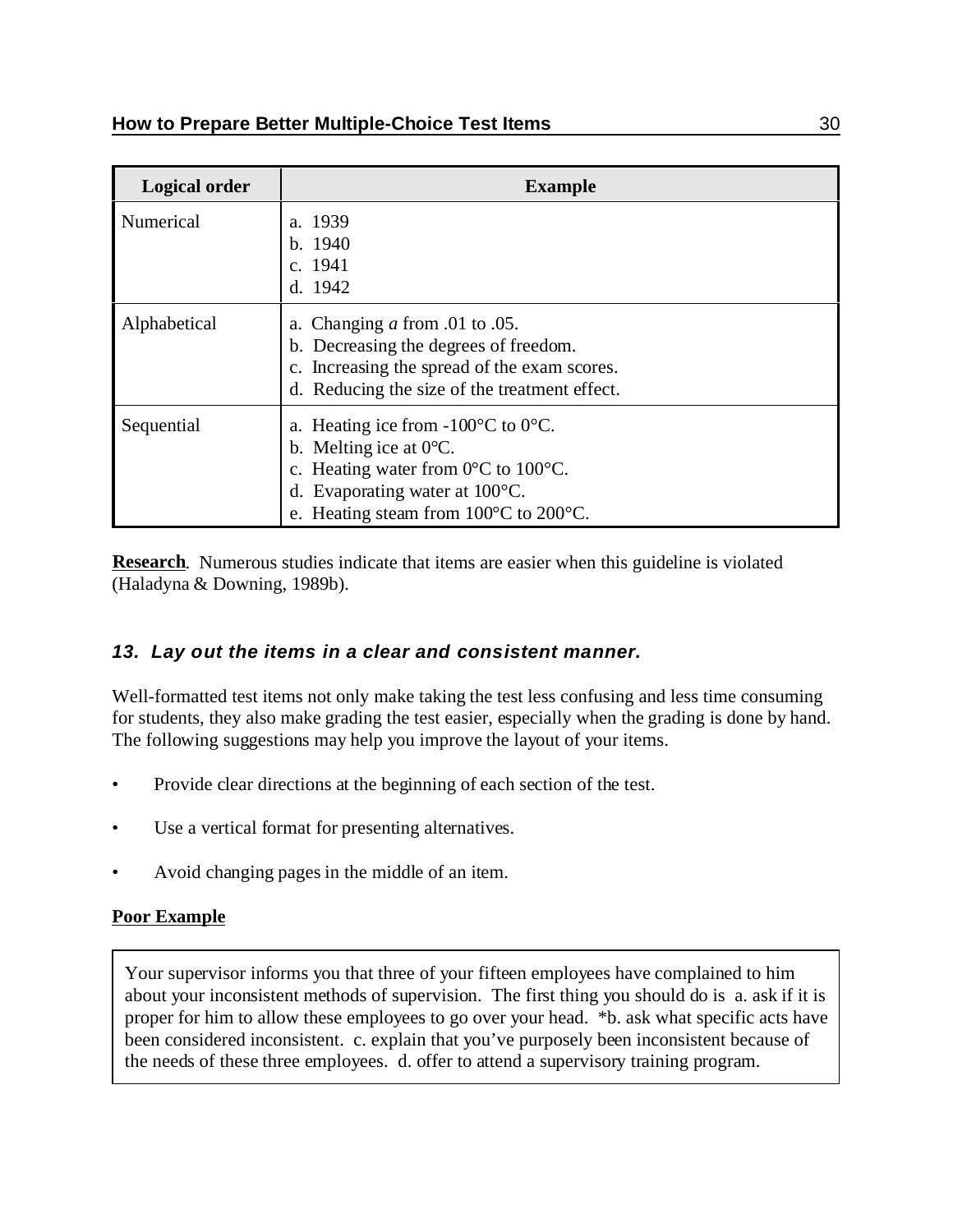| Logical order | Example |
|---|---|
| Numerical | a. 1939<br>b. 1940<br>c. 1941<br>d. 1942 |
| Alphabetical | a. Changing *a* from .01 to .05.<br>b. Decreasing the degrees of freedom.<br>c. Increasing the spread of the exam scores.<br>d. Reducing the size of the treatment effect. |
| Sequential | a. Heating ice from -100°C to 0°C.<br>b. Melting ice at 0°C.<br>c. Heating water from 0°C to 100°C.<br>d. Evaporating water at 100°C.<br>e. Heating steam from 100°C to 200°C. |

**Research**. Numerous studies indicate that items are easier when this guideline is violated (Haladyna & Downing, 1989b).

### *13. Lay out the items in a clear and consistent manner.*

Well-formatted test items not only make taking the test less confusing and less time consuming for students, they also make grading the test easier, especially when the grading is done by hand. The following suggestions may help you improve the layout of your items.

- Provide clear directions at the beginning of each section of the test.
- Use a vertical format for presenting alternatives.
- Avoid changing pages in the middle of an item.

**Poor Example**

> Your supervisor informs you that three of your fifteen employees have complained to him about your inconsistent methods of supervision. The first thing you should do is a. ask if it is proper for him to allow these employees to go over your head. *b. ask what specific acts have been considered inconsistent. c. explain that you've purposely been inconsistent because of the needs of these three employees. d. offer to attend a supervisory training program.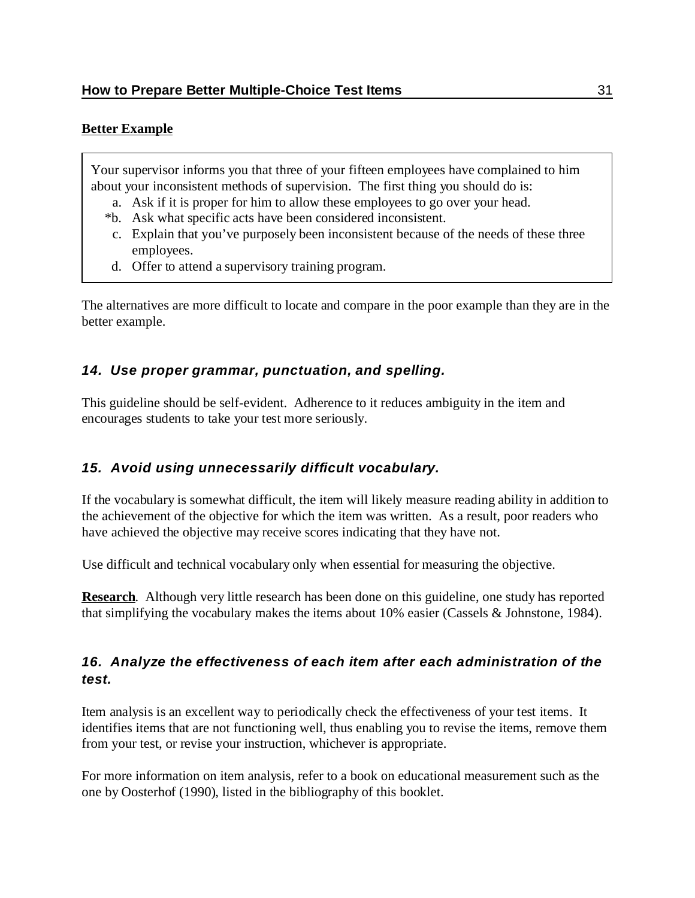**Better Example**

> Your supervisor informs you that three of your fifteen employees have complained to him about your inconsistent methods of supervision. The first thing you should do is:
>
> a. Ask if it is proper for him to allow these employees to go over your head.
>
> *b. Ask what specific acts have been considered inconsistent.
>
> c. Explain that you've purposely been inconsistent because of the needs of these three employees.
>
> d. Offer to attend a supervisory training program.

The alternatives are more difficult to locate and compare in the poor example than they are in the better example.

### *14. Use proper grammar, punctuation, and spelling.*

This guideline should be self-evident. Adherence to it reduces ambiguity in the item and encourages students to take your test more seriously.

### *15. Avoid using unnecessarily difficult vocabulary.*

If the vocabulary is somewhat difficult, the item will likely measure reading ability in addition to the achievement of the objective for which the item was written. As a result, poor readers who have achieved the objective may receive scores indicating that they have not.

Use difficult and technical vocabulary only when essential for measuring the objective.

**Research**. Although very little research has been done on this guideline, one study has reported that simplifying the vocabulary makes the items about 10% easier (Cassels & Johnstone, 1984).

### *16. Analyze the effectiveness of each item after each administration of the test.*

Item analysis is an excellent way to periodically check the effectiveness of your test items. It identifies items that are not functioning well, thus enabling you to revise the items, remove them from your test, or revise your instruction, whichever is appropriate.

For more information on item analysis, refer to a book on educational measurement such as the one by Oosterhof (1990), listed in the bibliography of this booklet.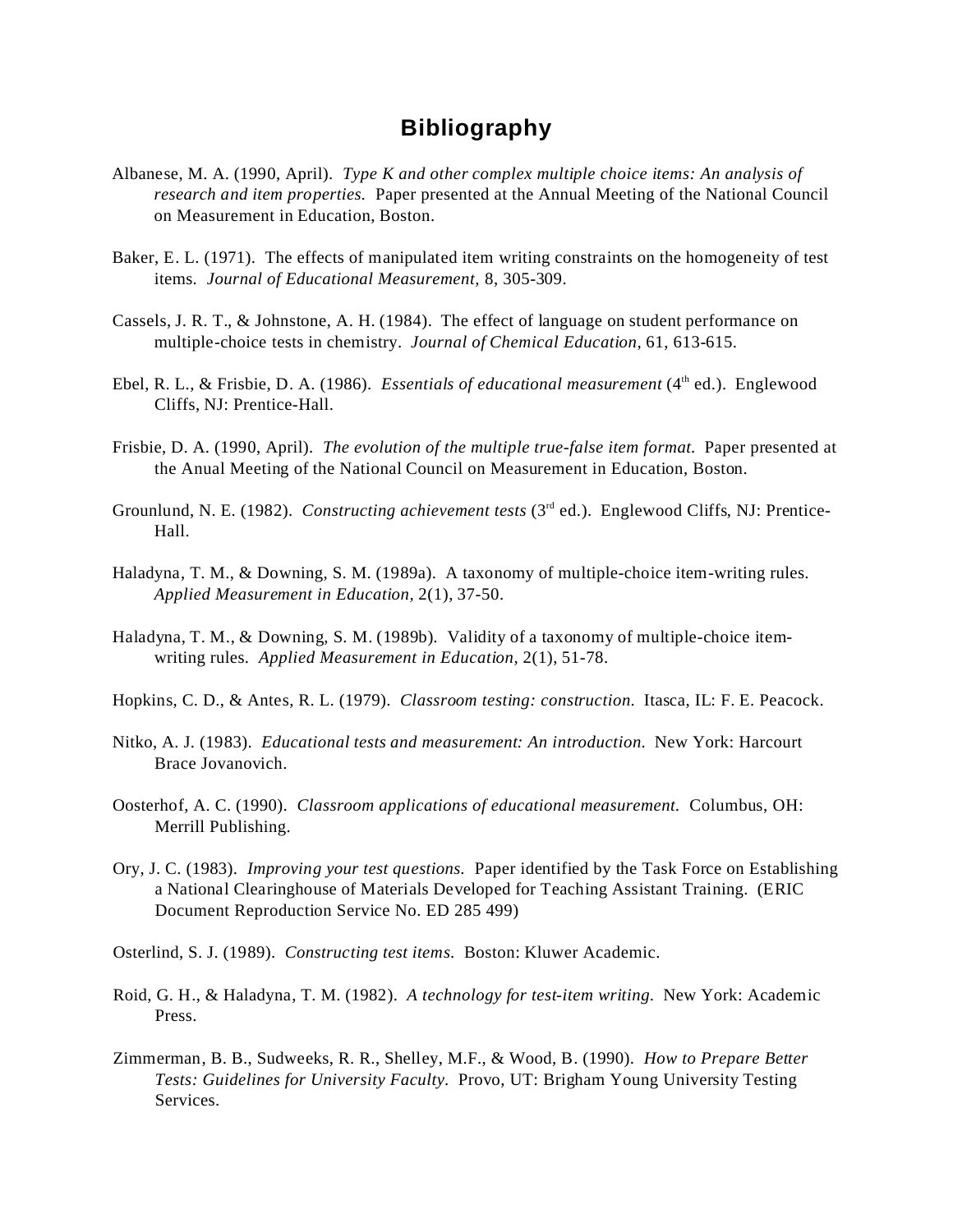# Bibliography

Albanese, M. A. (1990, April). *Type K and other complex multiple choice items: An analysis of research and item properties.* Paper presented at the Annual Meeting of the National Council on Measurement in Education, Boston.

Baker, E. L. (1971). The effects of manipulated item writing constraints on the homogeneity of test items. *Journal of Educational Measurement,* 8, 305-309.

Cassels, J. R. T., & Johnstone, A. H. (1984). The effect of language on student performance on multiple-choice tests in chemistry. *Journal of Chemical Education,* 61, 613-615.

Ebel, R. L., & Frisbie, D. A. (1986). *Essentials of educational measurement* (4th ed.). Englewood Cliffs, NJ: Prentice-Hall.

Frisbie, D. A. (1990, April). *The evolution of the multiple true-false item format.* Paper presented at the Anual Meeting of the National Council on Measurement in Education, Boston.

Grounlund, N. E. (1982). *Constructing achievement tests* (3rd ed.). Englewood Cliffs, NJ: Prentice-Hall.

Haladyna, T. M., & Downing, S. M. (1989a). A taxonomy of multiple-choice item-writing rules. *Applied Measurement in Education,* 2(1), 37-50.

Haladyna, T. M., & Downing, S. M. (1989b). Validity of a taxonomy of multiple-choice item-writing rules. *Applied Measurement in Education,* 2(1), 51-78.

Hopkins, C. D., & Antes, R. L. (1979). *Classroom testing: construction.* Itasca, IL: F. E. Peacock.

Nitko, A. J. (1983). *Educational tests and measurement: An introduction.* New York: Harcourt Brace Jovanovich.

Oosterhof, A. C. (1990). *Classroom applications of educational measurement.* Columbus, OH: Merrill Publishing.

Ory, J. C. (1983). *Improving your test questions.* Paper identified by the Task Force on Establishing a National Clearinghouse of Materials Developed for Teaching Assistant Training. (ERIC Document Reproduction Service No. ED 285 499)

Osterlind, S. J. (1989). *Constructing test items.* Boston: Kluwer Academic.

Roid, G. H., & Haladyna, T. M. (1982). *A technology for test-item writing.* New York: Academic Press.

Zimmerman, B. B., Sudweeks, R. R., Shelley, M.F., & Wood, B. (1990). *How to Prepare Better Tests: Guidelines for University Faculty.* Provo, UT: Brigham Young University Testing Services.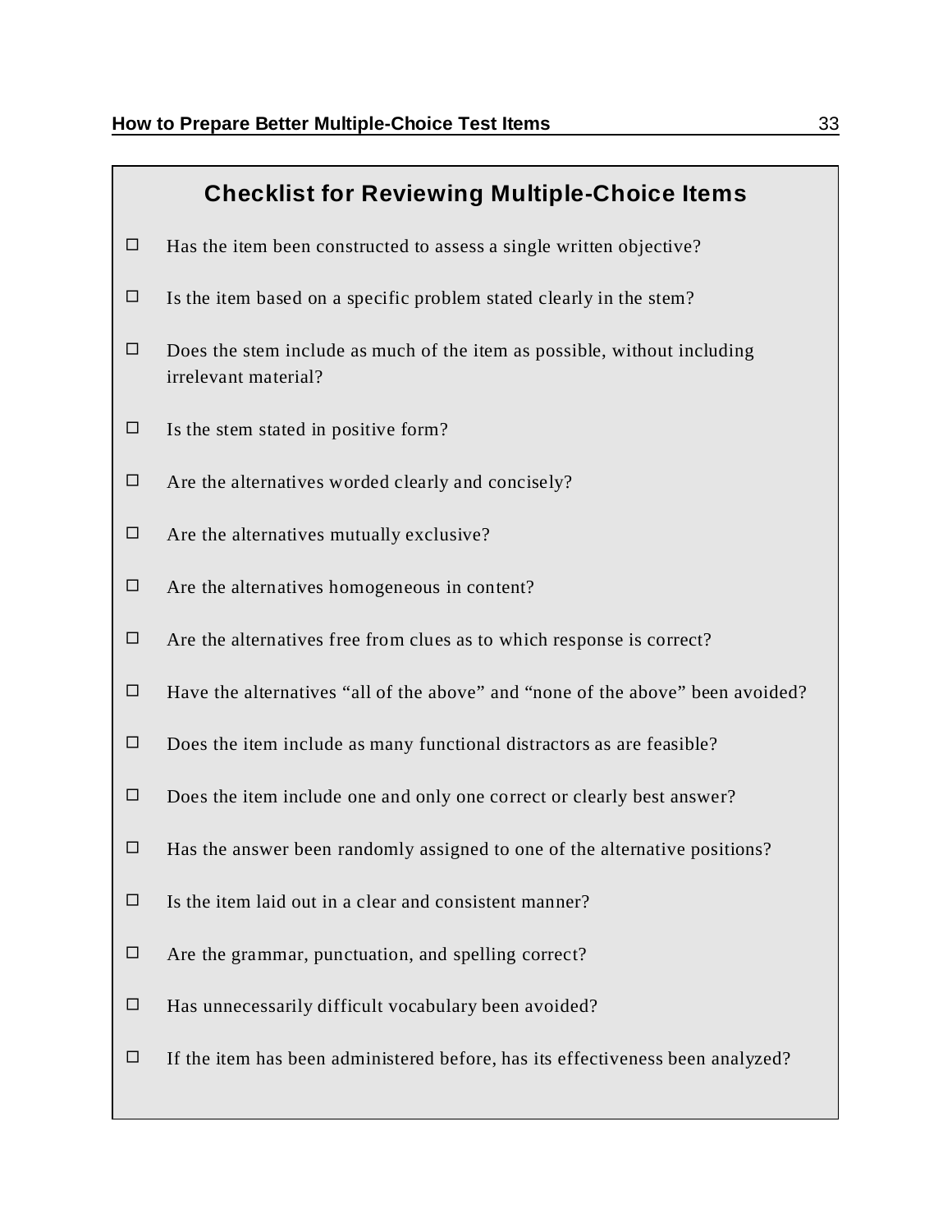## Checklist for Reviewing Multiple-Choice Items

- ☐ Has the item been constructed to assess a single written objective?
- ☐ Is the item based on a specific problem stated clearly in the stem?
- ☐ Does the stem include as much of the item as possible, without including irrelevant material?
- ☐ Is the stem stated in positive form?
- ☐ Are the alternatives worded clearly and concisely?
- ☐ Are the alternatives mutually exclusive?
- ☐ Are the alternatives homogeneous in content?
- ☐ Are the alternatives free from clues as to which response is correct?
- ☐ Have the alternatives "all of the above" and "none of the above" been avoided?
- ☐ Does the item include as many functional distractors as are feasible?
- ☐ Does the item include one and only one correct or clearly best answer?
- ☐ Has the answer been randomly assigned to one of the alternative positions?
- ☐ Is the item laid out in a clear and consistent manner?
- ☐ Are the grammar, punctuation, and spelling correct?
- ☐ Has unnecessarily difficult vocabulary been avoided?
- ☐ If the item has been administered before, has its effectiveness been analyzed?